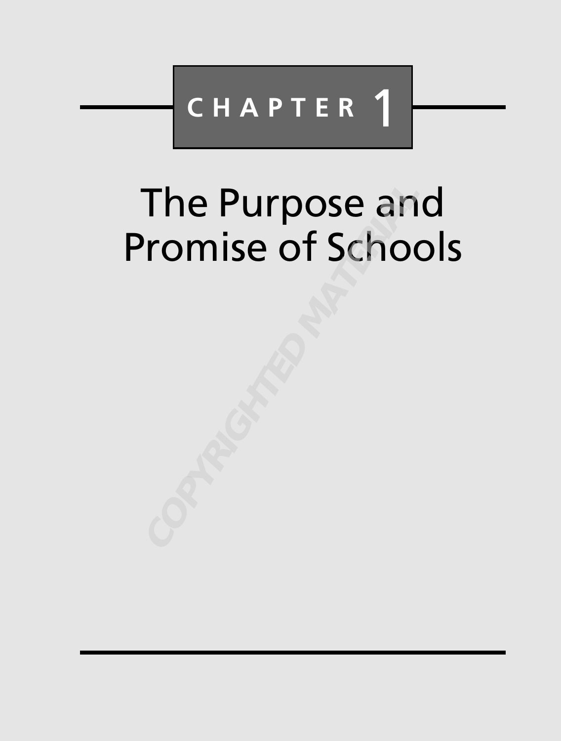# CHAPTER 1

# The Purpose and Promise of Schools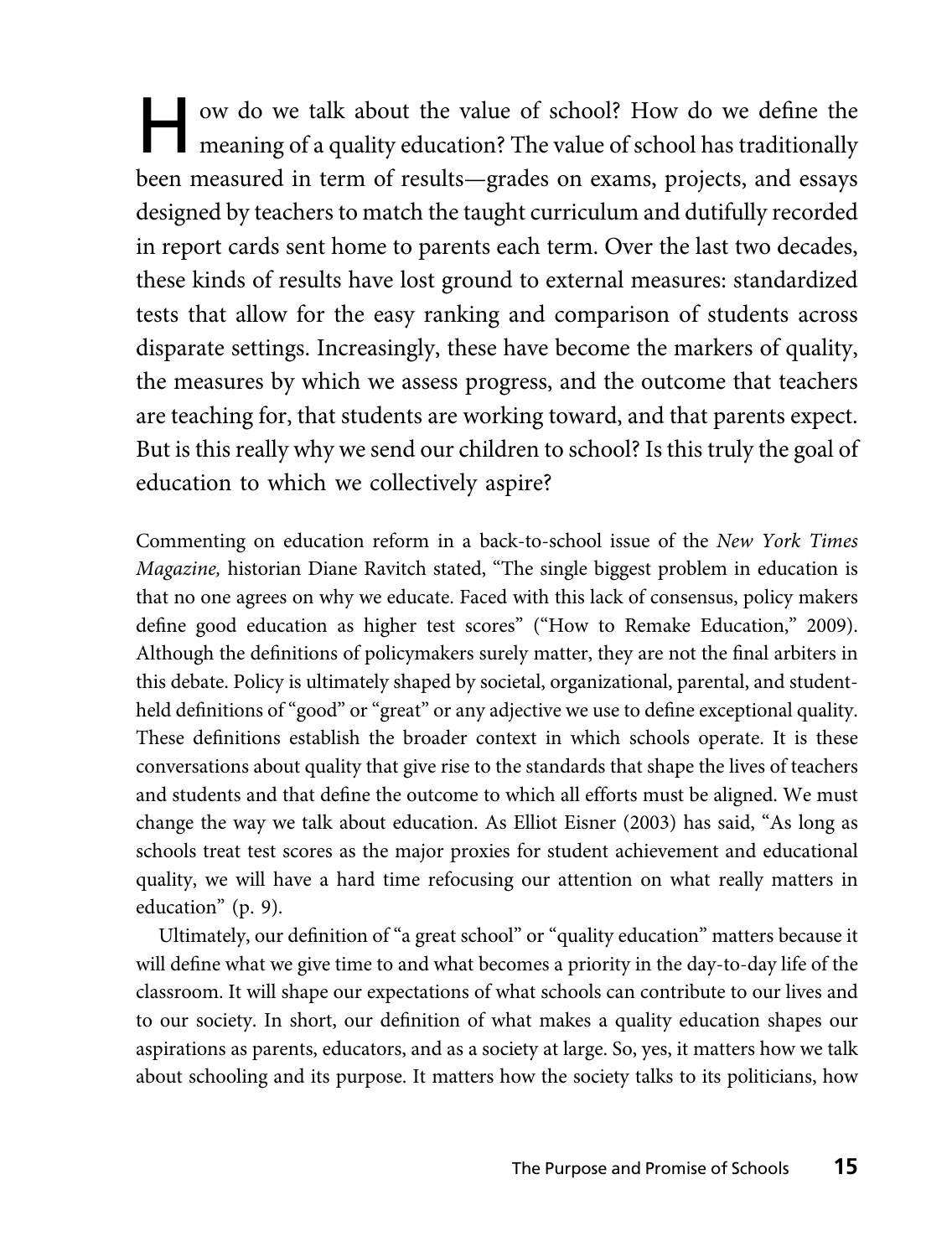How do we talk about the value of school? How do we define the meaning of a quality education? The value of school has traditionally been measured in term of results—grades on exams, projects, and essays designed by teachers to match the taught curriculum and dutifully recorded in report cards sent home to parents each term. Over the last two decades, these kinds of results have lost ground to external measures: standardized tests that allow for the easy ranking and comparison of students across disparate settings. Increasingly, these have become the markers of quality, the measures by which we assess progress, and the outcome that teachers are teaching for, that students are working toward, and that parents expect. But is this really why we send our children to school? Is this truly the goal of education to which we collectively aspire?

Commenting on education reform in a back-to-school issue of the *New York Times Magazine,* historian Diane Ravitch stated, "The single biggest problem in education is that no one agrees on why we educate. Faced with this lack of consensus, policy makers define good education as higher test scores" ("How to Remake Education," 2009). Although the definitions of policymakers surely matter, they are not the final arbiters in this debate. Policy is ultimately shaped by societal, organizational, parental, and student-held definitions of "good" or "great" or any adjective we use to define exceptional quality. These definitions establish the broader context in which schools operate. It is these conversations about quality that give rise to the standards that shape the lives of teachers and students and that define the outcome to which all efforts must be aligned. We must change the way we talk about education. As Elliot Eisner (2003) has said, "As long as schools treat test scores as the major proxies for student achievement and educational quality, we will have a hard time refocusing our attention on what really matters in education" (p. 9).

Ultimately, our definition of "a great school" or "quality education" matters because it will define what we give time to and what becomes a priority in the day-to-day life of the classroom. It will shape our expectations of what schools can contribute to our lives and to our society. In short, our definition of what makes a quality education shapes our aspirations as parents, educators, and as a society at large. So, yes, it matters how we talk about schooling and its purpose. It matters how the society talks to its politicians, how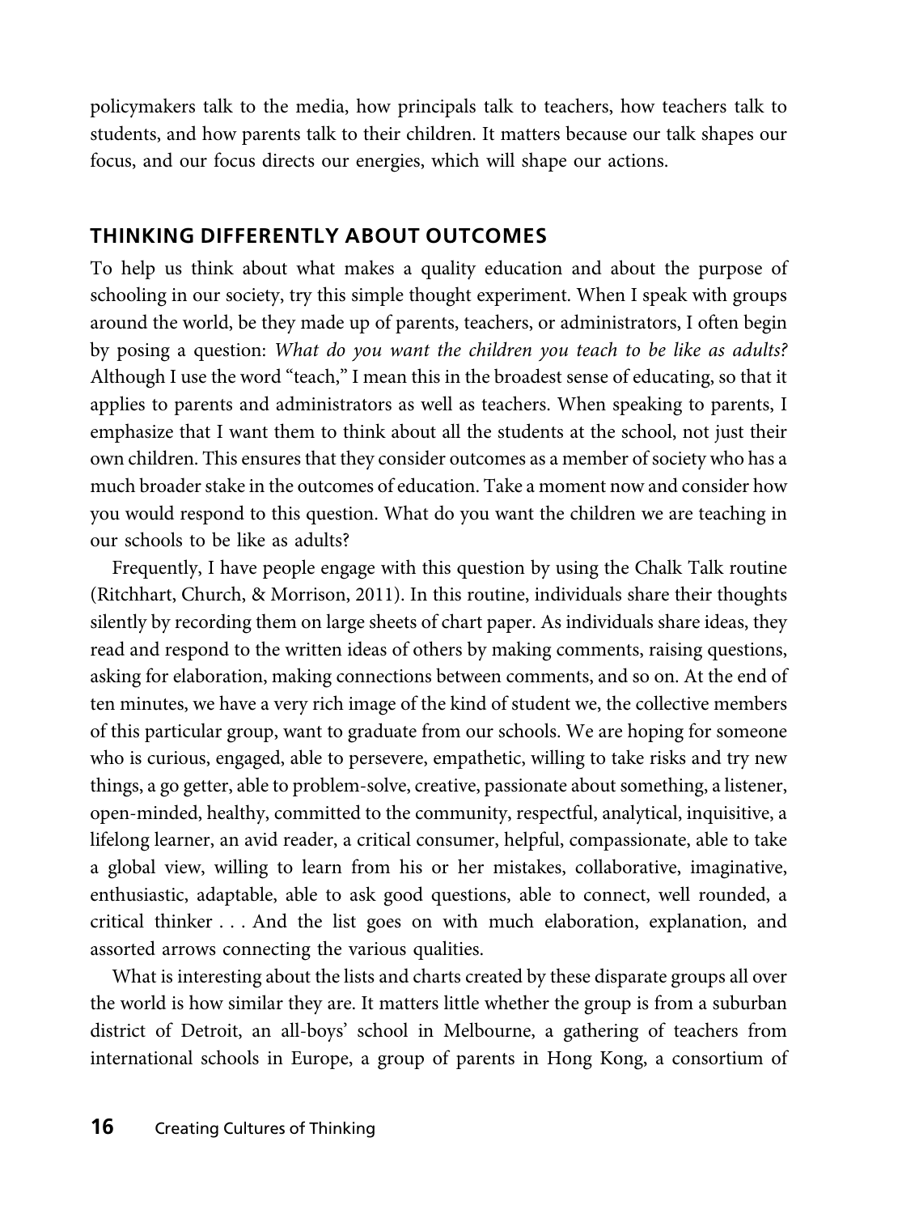policymakers talk to the media, how principals talk to teachers, how teachers talk to students, and how parents talk to their children. It matters because our talk shapes our focus, and our focus directs our energies, which will shape our actions.

## THINKING DIFFERENTLY ABOUT OUTCOMES

To help us think about what makes a quality education and about the purpose of schooling in our society, try this simple thought experiment. When I speak with groups around the world, be they made up of parents, teachers, or administrators, I often begin by posing a question: *What do you want the children you teach to be like as adults?* Although I use the word "teach," I mean this in the broadest sense of educating, so that it applies to parents and administrators as well as teachers. When speaking to parents, I emphasize that I want them to think about all the students at the school, not just their own children. This ensures that they consider outcomes as a member of society who has a much broader stake in the outcomes of education. Take a moment now and consider how you would respond to this question. What do you want the children we are teaching in our schools to be like as adults?

Frequently, I have people engage with this question by using the Chalk Talk routine (Ritchhart, Church, & Morrison, 2011). In this routine, individuals share their thoughts silently by recording them on large sheets of chart paper. As individuals share ideas, they read and respond to the written ideas of others by making comments, raising questions, asking for elaboration, making connections between comments, and so on. At the end of ten minutes, we have a very rich image of the kind of student we, the collective members of this particular group, want to graduate from our schools. We are hoping for someone who is curious, engaged, able to persevere, empathetic, willing to take risks and try new things, a go getter, able to problem-solve, creative, passionate about something, a listener, open-minded, healthy, committed to the community, respectful, analytical, inquisitive, a lifelong learner, an avid reader, a critical consumer, helpful, compassionate, able to take a global view, willing to learn from his or her mistakes, collaborative, imaginative, enthusiastic, adaptable, able to ask good questions, able to connect, well rounded, a critical thinker . . . And the list goes on with much elaboration, explanation, and assorted arrows connecting the various qualities.

What is interesting about the lists and charts created by these disparate groups all over the world is how similar they are. It matters little whether the group is from a suburban district of Detroit, an all-boys' school in Melbourne, a gathering of teachers from international schools in Europe, a group of parents in Hong Kong, a consortium of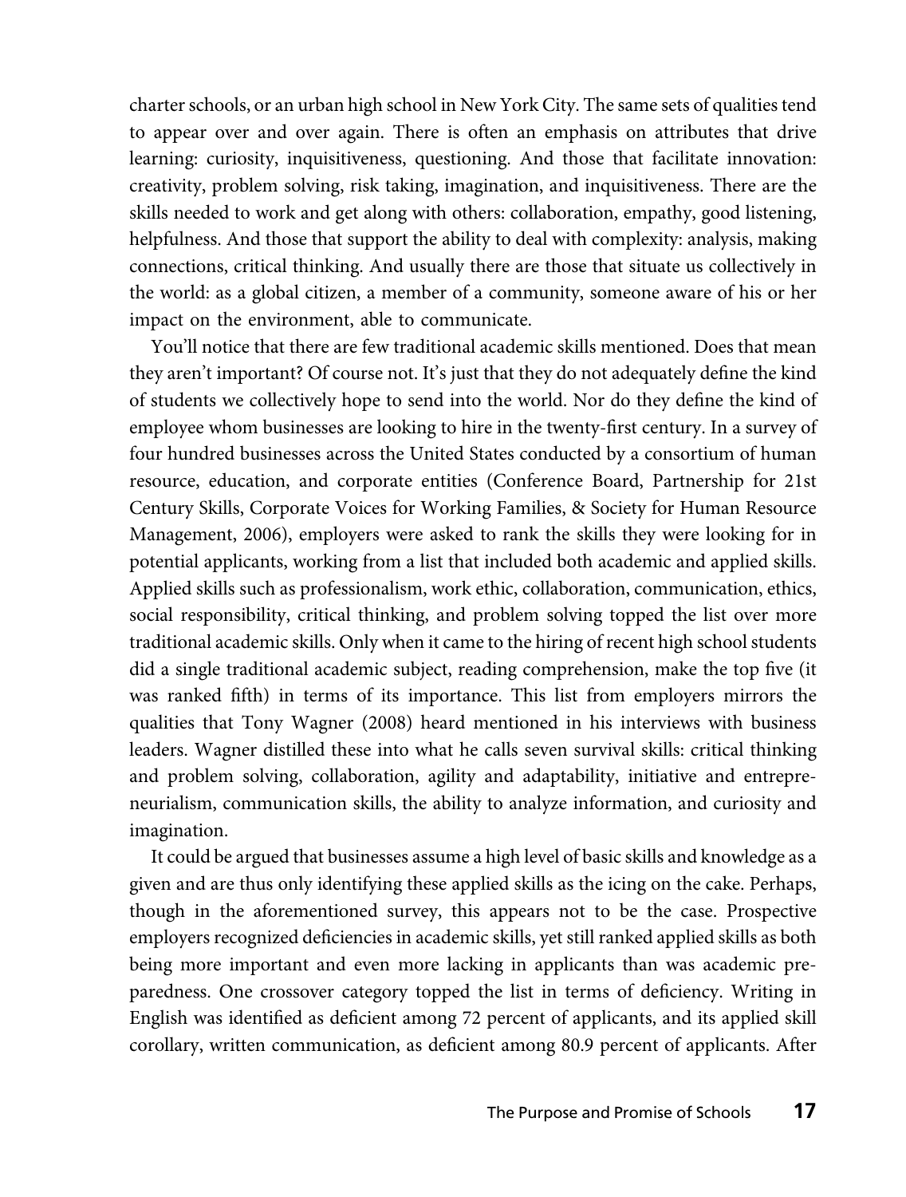charter schools, or an urban high school in New York City. The same sets of qualities tend to appear over and over again. There is often an emphasis on attributes that drive learning: curiosity, inquisitiveness, questioning. And those that facilitate innovation: creativity, problem solving, risk taking, imagination, and inquisitiveness. There are the skills needed to work and get along with others: collaboration, empathy, good listening, helpfulness. And those that support the ability to deal with complexity: analysis, making connections, critical thinking. And usually there are those that situate us collectively in the world: as a global citizen, a member of a community, someone aware of his or her impact on the environment, able to communicate.

You'll notice that there are few traditional academic skills mentioned. Does that mean they aren't important? Of course not. It's just that they do not adequately define the kind of students we collectively hope to send into the world. Nor do they define the kind of employee whom businesses are looking to hire in the twenty-first century. In a survey of four hundred businesses across the United States conducted by a consortium of human resource, education, and corporate entities (Conference Board, Partnership for 21st Century Skills, Corporate Voices for Working Families, & Society for Human Resource Management, 2006), employers were asked to rank the skills they were looking for in potential applicants, working from a list that included both academic and applied skills. Applied skills such as professionalism, work ethic, collaboration, communication, ethics, social responsibility, critical thinking, and problem solving topped the list over more traditional academic skills. Only when it came to the hiring of recent high school students did a single traditional academic subject, reading comprehension, make the top five (it was ranked fifth) in terms of its importance. This list from employers mirrors the qualities that Tony Wagner (2008) heard mentioned in his interviews with business leaders. Wagner distilled these into what he calls seven survival skills: critical thinking and problem solving, collaboration, agility and adaptability, initiative and entrepreneurialism, communication skills, the ability to analyze information, and curiosity and imagination.

It could be argued that businesses assume a high level of basic skills and knowledge as a given and are thus only identifying these applied skills as the icing on the cake. Perhaps, though in the aforementioned survey, this appears not to be the case. Prospective employers recognized deficiencies in academic skills, yet still ranked applied skills as both being more important and even more lacking in applicants than was academic preparedness. One crossover category topped the list in terms of deficiency. Writing in English was identified as deficient among 72 percent of applicants, and its applied skill corollary, written communication, as deficient among 80.9 percent of applicants. After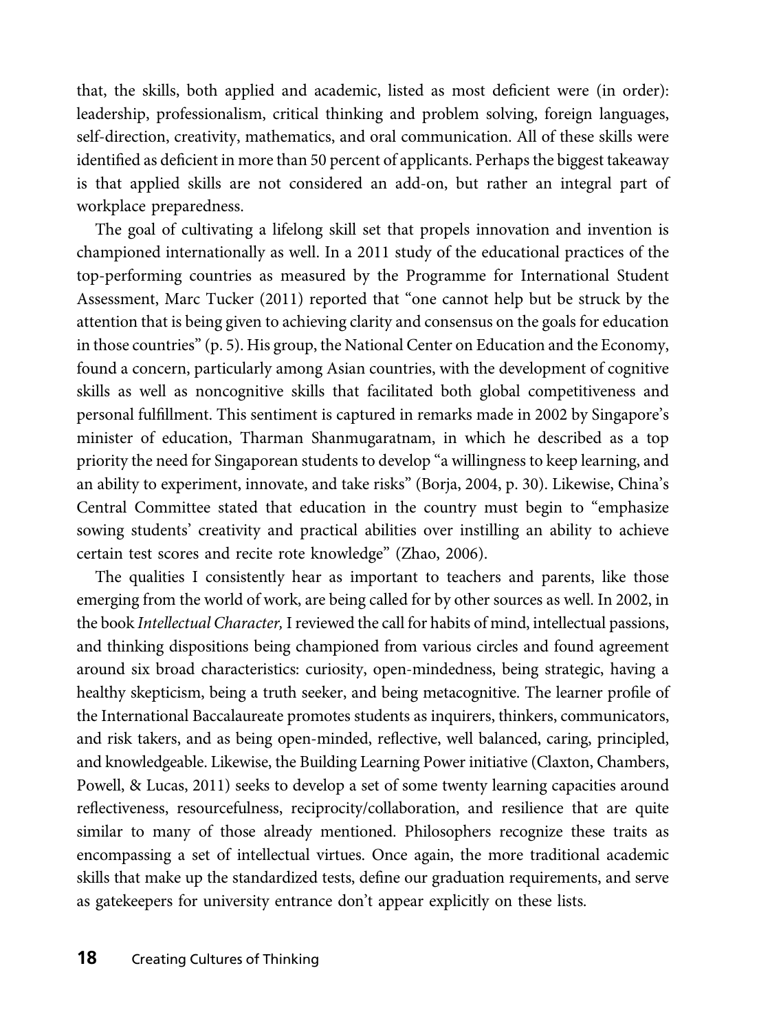that, the skills, both applied and academic, listed as most deficient were (in order): leadership, professionalism, critical thinking and problem solving, foreign languages, self-direction, creativity, mathematics, and oral communication. All of these skills were identified as deficient in more than 50 percent of applicants. Perhaps the biggest takeaway is that applied skills are not considered an add-on, but rather an integral part of workplace preparedness.

The goal of cultivating a lifelong skill set that propels innovation and invention is championed internationally as well. In a 2011 study of the educational practices of the top-performing countries as measured by the Programme for International Student Assessment, Marc Tucker (2011) reported that "one cannot help but be struck by the attention that is being given to achieving clarity and consensus on the goals for education in those countries" (p. 5). His group, the National Center on Education and the Economy, found a concern, particularly among Asian countries, with the development of cognitive skills as well as noncognitive skills that facilitated both global competitiveness and personal fulfillment. This sentiment is captured in remarks made in 2002 by Singapore's minister of education, Tharman Shanmugaratnam, in which he described as a top priority the need for Singaporean students to develop "a willingness to keep learning, and an ability to experiment, innovate, and take risks" (Borja, 2004, p. 30). Likewise, China's Central Committee stated that education in the country must begin to "emphasize sowing students' creativity and practical abilities over instilling an ability to achieve certain test scores and recite rote knowledge" (Zhao, 2006).

The qualities I consistently hear as important to teachers and parents, like those emerging from the world of work, are being called for by other sources as well. In 2002, in the book *Intellectual Character,* I reviewed the call for habits of mind, intellectual passions, and thinking dispositions being championed from various circles and found agreement around six broad characteristics: curiosity, open-mindedness, being strategic, having a healthy skepticism, being a truth seeker, and being metacognitive. The learner profile of the International Baccalaureate promotes students as inquirers, thinkers, communicators, and risk takers, and as being open-minded, reflective, well balanced, caring, principled, and knowledgeable. Likewise, the Building Learning Power initiative (Claxton, Chambers, Powell, & Lucas, 2011) seeks to develop a set of some twenty learning capacities around reflectiveness, resourcefulness, reciprocity/collaboration, and resilience that are quite similar to many of those already mentioned. Philosophers recognize these traits as encompassing a set of intellectual virtues. Once again, the more traditional academic skills that make up the standardized tests, define our graduation requirements, and serve as gatekeepers for university entrance don't appear explicitly on these lists.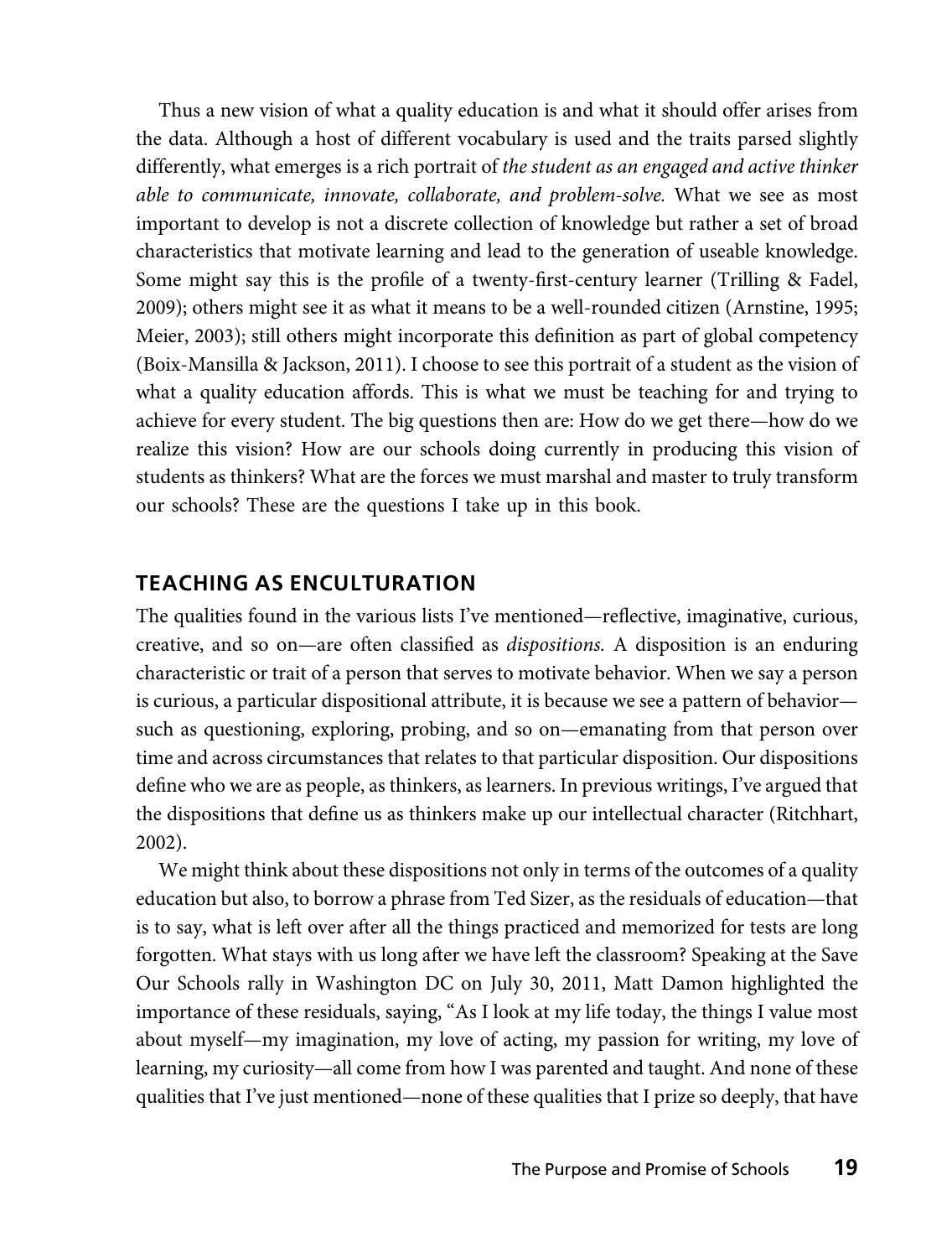Thus a new vision of what a quality education is and what it should offer arises from the data. Although a host of different vocabulary is used and the traits parsed slightly differently, what emerges is a rich portrait of *the student as an engaged and active thinker able to communicate, innovate, collaborate, and problem-solve.* What we see as most important to develop is not a discrete collection of knowledge but rather a set of broad characteristics that motivate learning and lead to the generation of useable knowledge. Some might say this is the profile of a twenty-first-century learner (Trilling & Fadel, 2009); others might see it as what it means to be a well-rounded citizen (Arnstine, 1995; Meier, 2003); still others might incorporate this definition as part of global competency (Boix-Mansilla & Jackson, 2011). I choose to see this portrait of a student as the vision of what a quality education affords. This is what we must be teaching for and trying to achieve for every student. The big questions then are: How do we get there—how do we realize this vision? How are our schools doing currently in producing this vision of students as thinkers? What are the forces we must marshal and master to truly transform our schools? These are the questions I take up in this book.

## TEACHING AS ENCULTURATION

The qualities found in the various lists I've mentioned—reflective, imaginative, curious, creative, and so on—are often classified as *dispositions.* A disposition is an enduring characteristic or trait of a person that serves to motivate behavior. When we say a person is curious, a particular dispositional attribute, it is because we see a pattern of behavior—such as questioning, exploring, probing, and so on—emanating from that person over time and across circumstances that relates to that particular disposition. Our dispositions define who we are as people, as thinkers, as learners. In previous writings, I've argued that the dispositions that define us as thinkers make up our intellectual character (Ritchhart, 2002).

We might think about these dispositions not only in terms of the outcomes of a quality education but also, to borrow a phrase from Ted Sizer, as the residuals of education—that is to say, what is left over after all the things practiced and memorized for tests are long forgotten. What stays with us long after we have left the classroom? Speaking at the Save Our Schools rally in Washington DC on July 30, 2011, Matt Damon highlighted the importance of these residuals, saying, "As I look at my life today, the things I value most about myself—my imagination, my love of acting, my passion for writing, my love of learning, my curiosity—all come from how I was parented and taught. And none of these qualities that I've just mentioned—none of these qualities that I prize so deeply, that have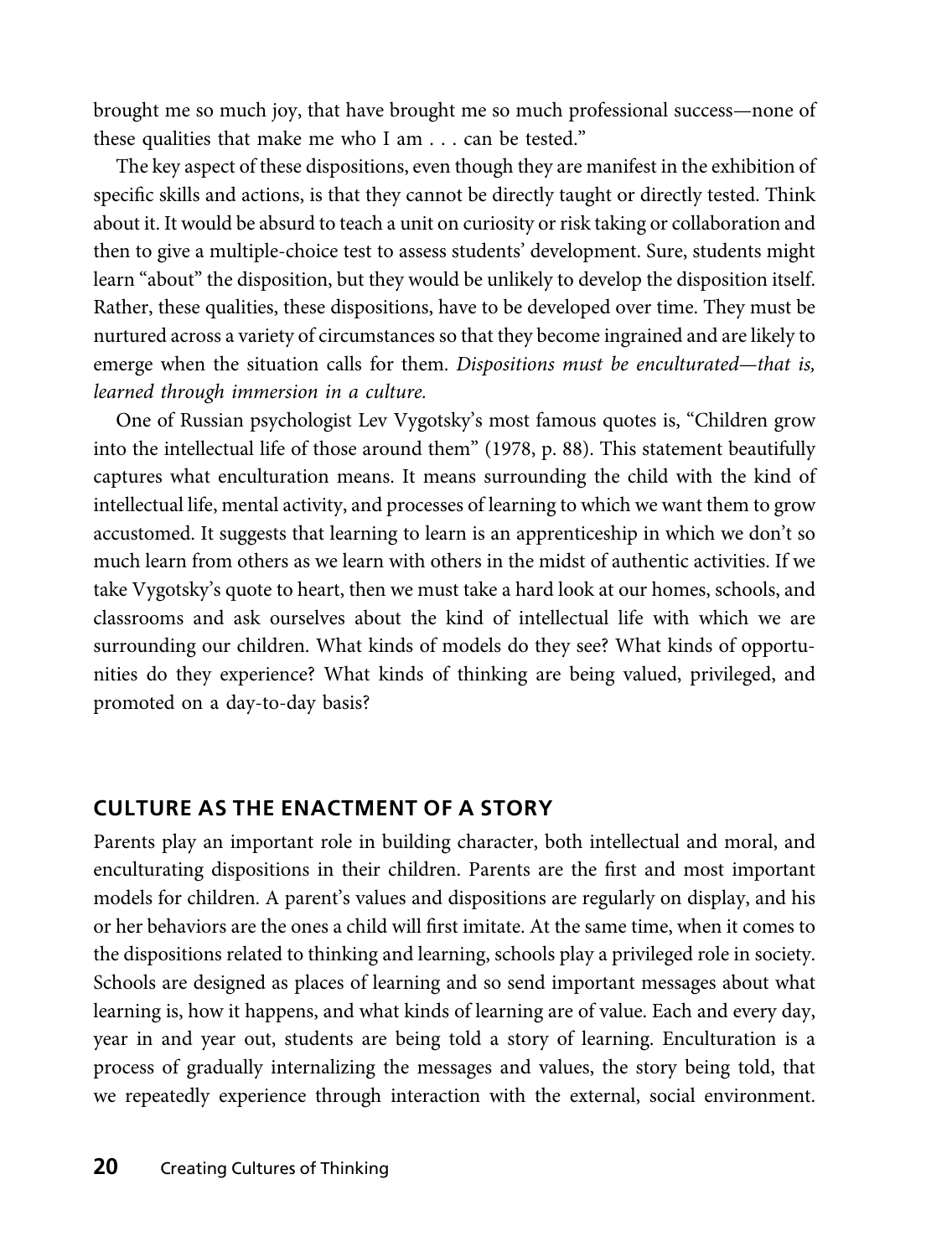brought me so much joy, that have brought me so much professional success—none of these qualities that make me who I am . . . can be tested."

The key aspect of these dispositions, even though they are manifest in the exhibition of specific skills and actions, is that they cannot be directly taught or directly tested. Think about it. It would be absurd to teach a unit on curiosity or risk taking or collaboration and then to give a multiple-choice test to assess students' development. Sure, students might learn "about" the disposition, but they would be unlikely to develop the disposition itself. Rather, these qualities, these dispositions, have to be developed over time. They must be nurtured across a variety of circumstances so that they become ingrained and are likely to emerge when the situation calls for them. *Dispositions must be enculturated—that is, learned through immersion in a culture.*

One of Russian psychologist Lev Vygotsky's most famous quotes is, "Children grow into the intellectual life of those around them" (1978, p. 88). This statement beautifully captures what enculturation means. It means surrounding the child with the kind of intellectual life, mental activity, and processes of learning to which we want them to grow accustomed. It suggests that learning to learn is an apprenticeship in which we don't so much learn from others as we learn with others in the midst of authentic activities. If we take Vygotsky's quote to heart, then we must take a hard look at our homes, schools, and classrooms and ask ourselves about the kind of intellectual life with which we are surrounding our children. What kinds of models do they see? What kinds of opportunities do they experience? What kinds of thinking are being valued, privileged, and promoted on a day-to-day basis?

## CULTURE AS THE ENACTMENT OF A STORY

Parents play an important role in building character, both intellectual and moral, and enculturating dispositions in their children. Parents are the first and most important models for children. A parent's values and dispositions are regularly on display, and his or her behaviors are the ones a child will first imitate. At the same time, when it comes to the dispositions related to thinking and learning, schools play a privileged role in society. Schools are designed as places of learning and so send important messages about what learning is, how it happens, and what kinds of learning are of value. Each and every day, year in and year out, students are being told a story of learning. Enculturation is a process of gradually internalizing the messages and values, the story being told, that we repeatedly experience through interaction with the external, social environment.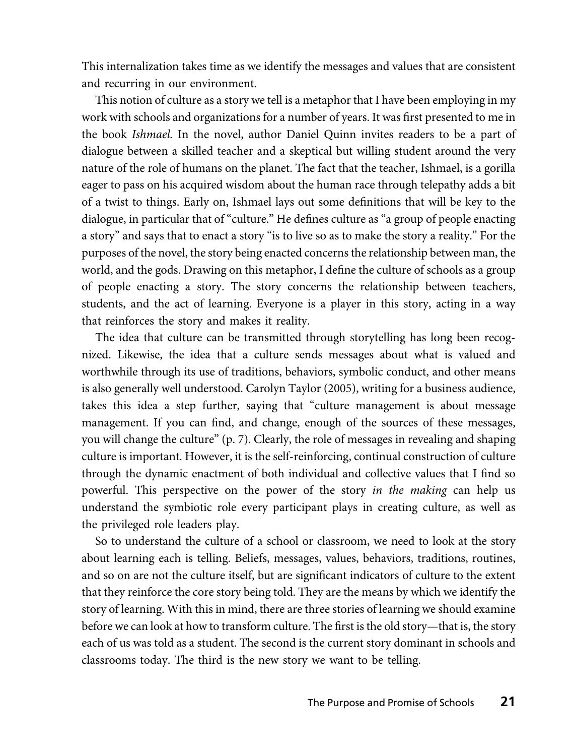This internalization takes time as we identify the messages and values that are consistent and recurring in our environment.

This notion of culture as a story we tell is a metaphor that I have been employing in my work with schools and organizations for a number of years. It was first presented to me in the book *Ishmael.* In the novel, author Daniel Quinn invites readers to be a part of dialogue between a skilled teacher and a skeptical but willing student around the very nature of the role of humans on the planet. The fact that the teacher, Ishmael, is a gorilla eager to pass on his acquired wisdom about the human race through telepathy adds a bit of a twist to things. Early on, Ishmael lays out some definitions that will be key to the dialogue, in particular that of "culture." He defines culture as "a group of people enacting a story" and says that to enact a story "is to live so as to make the story a reality." For the purposes of the novel, the story being enacted concerns the relationship between man, the world, and the gods. Drawing on this metaphor, I define the culture of schools as a group of people enacting a story. The story concerns the relationship between teachers, students, and the act of learning. Everyone is a player in this story, acting in a way that reinforces the story and makes it reality.

The idea that culture can be transmitted through storytelling has long been recognized. Likewise, the idea that a culture sends messages about what is valued and worthwhile through its use of traditions, behaviors, symbolic conduct, and other means is also generally well understood. Carolyn Taylor (2005), writing for a business audience, takes this idea a step further, saying that "culture management is about message management. If you can find, and change, enough of the sources of these messages, you will change the culture" (p. 7). Clearly, the role of messages in revealing and shaping culture is important. However, it is the self-reinforcing, continual construction of culture through the dynamic enactment of both individual and collective values that I find so powerful. This perspective on the power of the story *in the making* can help us understand the symbiotic role every participant plays in creating culture, as well as the privileged role leaders play.

So to understand the culture of a school or classroom, we need to look at the story about learning each is telling. Beliefs, messages, values, behaviors, traditions, routines, and so on are not the culture itself, but are significant indicators of culture to the extent that they reinforce the core story being told. They are the means by which we identify the story of learning. With this in mind, there are three stories of learning we should examine before we can look at how to transform culture. The first is the old story—that is, the story each of us was told as a student. The second is the current story dominant in schools and classrooms today. The third is the new story we want to be telling.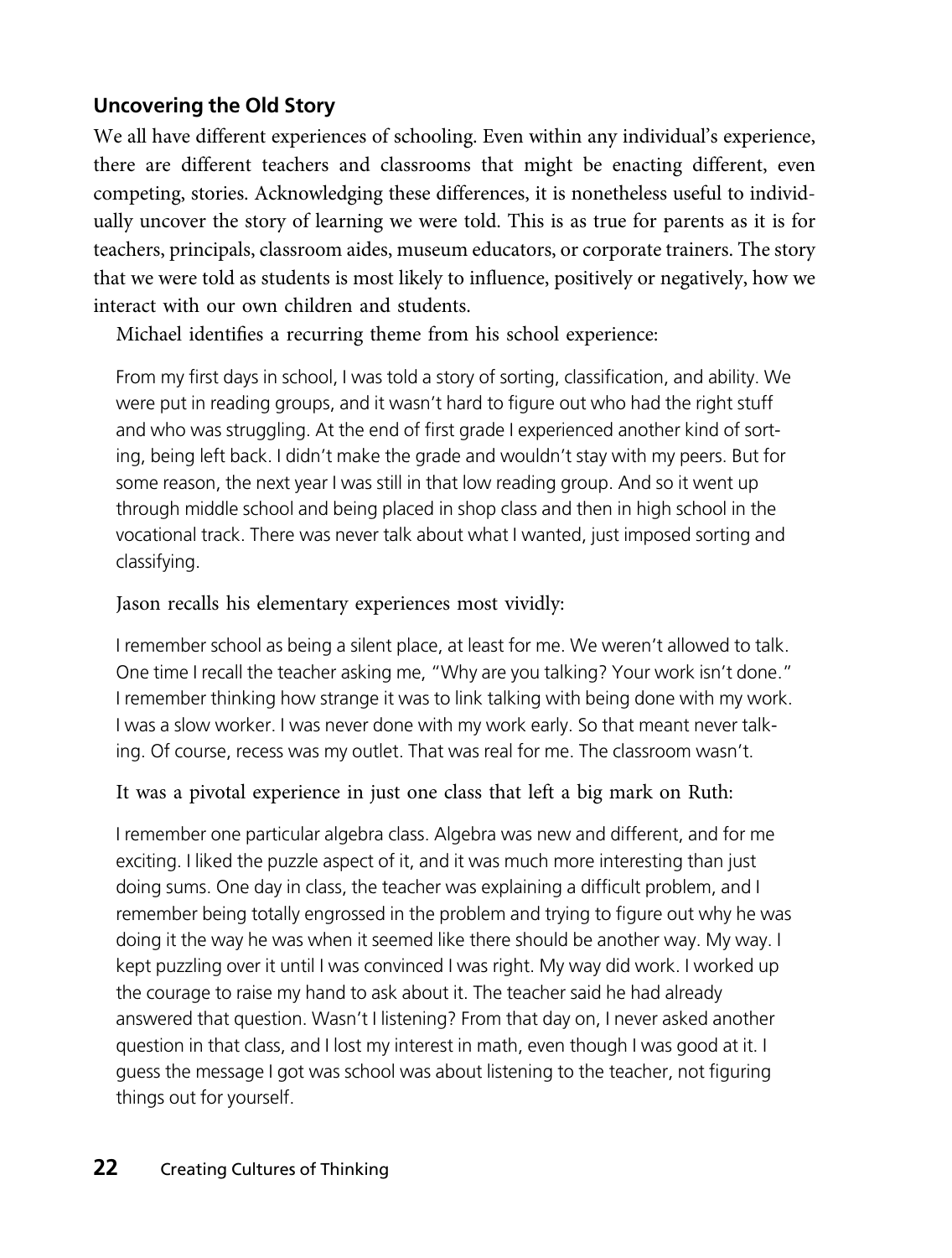### Uncovering the Old Story

We all have different experiences of schooling. Even within any individual's experience, there are different teachers and classrooms that might be enacting different, even competing, stories. Acknowledging these differences, it is nonetheless useful to individually uncover the story of learning we were told. This is as true for parents as it is for teachers, principals, classroom aides, museum educators, or corporate trainers. The story that we were told as students is most likely to influence, positively or negatively, how we interact with our own children and students.

Michael identifies a recurring theme from his school experience:

> From my first days in school, I was told a story of sorting, classification, and ability. We were put in reading groups, and it wasn't hard to figure out who had the right stuff and who was struggling. At the end of first grade I experienced another kind of sorting, being left back. I didn't make the grade and wouldn't stay with my peers. But for some reason, the next year I was still in that low reading group. And so it went up through middle school and being placed in shop class and then in high school in the vocational track. There was never talk about what I wanted, just imposed sorting and classifying.

Jason recalls his elementary experiences most vividly:

> I remember school as being a silent place, at least for me. We weren't allowed to talk. One time I recall the teacher asking me, "Why are you talking? Your work isn't done." I remember thinking how strange it was to link talking with being done with my work. I was a slow worker. I was never done with my work early. So that meant never talking. Of course, recess was my outlet. That was real for me. The classroom wasn't.

It was a pivotal experience in just one class that left a big mark on Ruth:

> I remember one particular algebra class. Algebra was new and different, and for me exciting. I liked the puzzle aspect of it, and it was much more interesting than just doing sums. One day in class, the teacher was explaining a difficult problem, and I remember being totally engrossed in the problem and trying to figure out why he was doing it the way he was when it seemed like there should be another way. My way. I kept puzzling over it until I was convinced I was right. My way did work. I worked up the courage to raise my hand to ask about it. The teacher said he had already answered that question. Wasn't I listening? From that day on, I never asked another question in that class, and I lost my interest in math, even though I was good at it. I guess the message I got was school was about listening to the teacher, not figuring things out for yourself.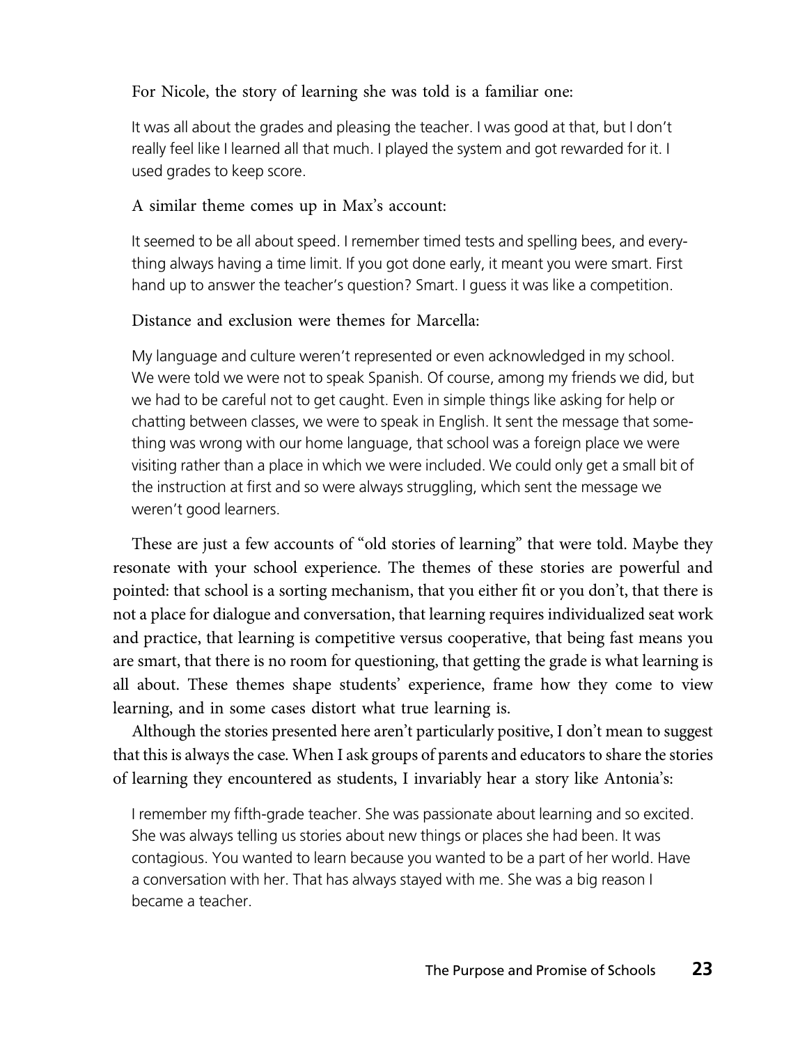For Nicole, the story of learning she was told is a familiar one:

> It was all about the grades and pleasing the teacher. I was good at that, but I don't really feel like I learned all that much. I played the system and got rewarded for it. I used grades to keep score.

A similar theme comes up in Max's account:

> It seemed to be all about speed. I remember timed tests and spelling bees, and everything always having a time limit. If you got done early, it meant you were smart. First hand up to answer the teacher's question? Smart. I guess it was like a competition.

Distance and exclusion were themes for Marcella:

> My language and culture weren't represented or even acknowledged in my school. We were told we were not to speak Spanish. Of course, among my friends we did, but we had to be careful not to get caught. Even in simple things like asking for help or chatting between classes, we were to speak in English. It sent the message that something was wrong with our home language, that school was a foreign place we were visiting rather than a place in which we were included. We could only get a small bit of the instruction at first and so were always struggling, which sent the message we weren't good learners.

These are just a few accounts of "old stories of learning" that were told. Maybe they resonate with your school experience. The themes of these stories are powerful and pointed: that school is a sorting mechanism, that you either fit or you don't, that there is not a place for dialogue and conversation, that learning requires individualized seat work and practice, that learning is competitive versus cooperative, that being fast means you are smart, that there is no room for questioning, that getting the grade is what learning is all about. These themes shape students' experience, frame how they come to view learning, and in some cases distort what true learning is.

Although the stories presented here aren't particularly positive, I don't mean to suggest that this is always the case. When I ask groups of parents and educators to share the stories of learning they encountered as students, I invariably hear a story like Antonia's:

> I remember my fifth-grade teacher. She was passionate about learning and so excited. She was always telling us stories about new things or places she had been. It was contagious. You wanted to learn because you wanted to be a part of her world. Have a conversation with her. That has always stayed with me. She was a big reason I became a teacher.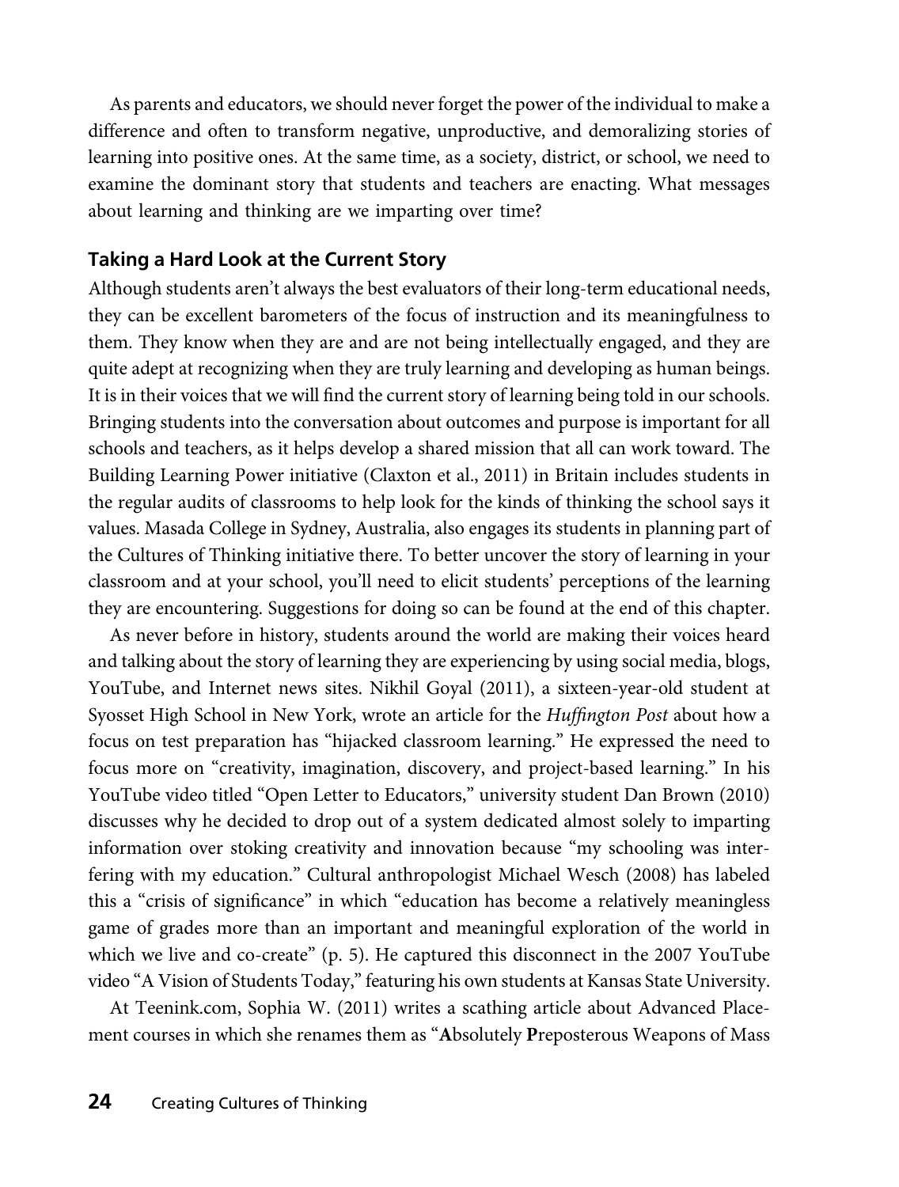As parents and educators, we should never forget the power of the individual to make a difference and often to transform negative, unproductive, and demoralizing stories of learning into positive ones. At the same time, as a society, district, or school, we need to examine the dominant story that students and teachers are enacting. What messages about learning and thinking are we imparting over time?

### Taking a Hard Look at the Current Story

Although students aren't always the best evaluators of their long-term educational needs, they can be excellent barometers of the focus of instruction and its meaningfulness to them. They know when they are and are not being intellectually engaged, and they are quite adept at recognizing when they are truly learning and developing as human beings. It is in their voices that we will find the current story of learning being told in our schools. Bringing students into the conversation about outcomes and purpose is important for all schools and teachers, as it helps develop a shared mission that all can work toward. The Building Learning Power initiative (Claxton et al., 2011) in Britain includes students in the regular audits of classrooms to help look for the kinds of thinking the school says it values. Masada College in Sydney, Australia, also engages its students in planning part of the Cultures of Thinking initiative there. To better uncover the story of learning in your classroom and at your school, you'll need to elicit students' perceptions of the learning they are encountering. Suggestions for doing so can be found at the end of this chapter.

As never before in history, students around the world are making their voices heard and talking about the story of learning they are experiencing by using social media, blogs, YouTube, and Internet news sites. Nikhil Goyal (2011), a sixteen-year-old student at Syosset High School in New York, wrote an article for the *Huffington Post* about how a focus on test preparation has "hijacked classroom learning." He expressed the need to focus more on "creativity, imagination, discovery, and project-based learning." In his YouTube video titled "Open Letter to Educators," university student Dan Brown (2010) discusses why he decided to drop out of a system dedicated almost solely to imparting information over stoking creativity and innovation because "my schooling was interfering with my education." Cultural anthropologist Michael Wesch (2008) has labeled this a "crisis of significance" in which "education has become a relatively meaningless game of grades more than an important and meaningful exploration of the world in which we live and co-create" (p. 5). He captured this disconnect in the 2007 YouTube video "A Vision of Students Today," featuring his own students at Kansas State University.

At Teenink.com, Sophia W. (2011) writes a scathing article about Advanced Placement courses in which she renames them as "**A**bsolutely **P**reposterous Weapons of Mass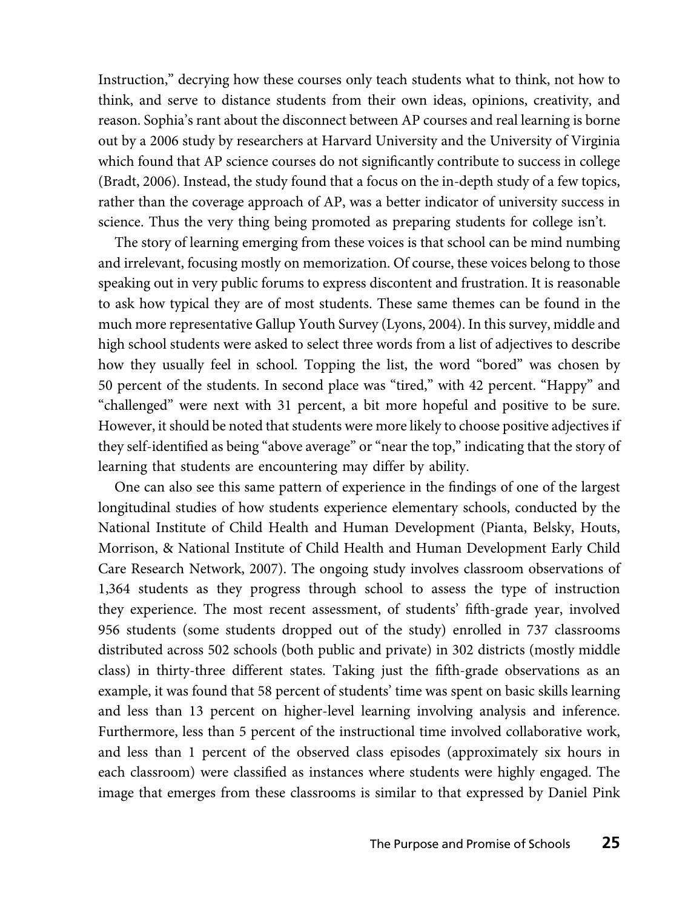Instruction," decrying how these courses only teach students what to think, not how to think, and serve to distance students from their own ideas, opinions, creativity, and reason. Sophia's rant about the disconnect between AP courses and real learning is borne out by a 2006 study by researchers at Harvard University and the University of Virginia which found that AP science courses do not significantly contribute to success in college (Bradt, 2006). Instead, the study found that a focus on the in-depth study of a few topics, rather than the coverage approach of AP, was a better indicator of university success in science. Thus the very thing being promoted as preparing students for college isn't.

The story of learning emerging from these voices is that school can be mind numbing and irrelevant, focusing mostly on memorization. Of course, these voices belong to those speaking out in very public forums to express discontent and frustration. It is reasonable to ask how typical they are of most students. These same themes can be found in the much more representative Gallup Youth Survey (Lyons, 2004). In this survey, middle and high school students were asked to select three words from a list of adjectives to describe how they usually feel in school. Topping the list, the word "bored" was chosen by 50 percent of the students. In second place was "tired," with 42 percent. "Happy" and "challenged" were next with 31 percent, a bit more hopeful and positive to be sure. However, it should be noted that students were more likely to choose positive adjectives if they self-identified as being "above average" or "near the top," indicating that the story of learning that students are encountering may differ by ability.

One can also see this same pattern of experience in the findings of one of the largest longitudinal studies of how students experience elementary schools, conducted by the National Institute of Child Health and Human Development (Pianta, Belsky, Houts, Morrison, & National Institute of Child Health and Human Development Early Child Care Research Network, 2007). The ongoing study involves classroom observations of 1,364 students as they progress through school to assess the type of instruction they experience. The most recent assessment, of students' fifth-grade year, involved 956 students (some students dropped out of the study) enrolled in 737 classrooms distributed across 502 schools (both public and private) in 302 districts (mostly middle class) in thirty-three different states. Taking just the fifth-grade observations as an example, it was found that 58 percent of students' time was spent on basic skills learning and less than 13 percent on higher-level learning involving analysis and inference. Furthermore, less than 5 percent of the instructional time involved collaborative work, and less than 1 percent of the observed class episodes (approximately six hours in each classroom) were classified as instances where students were highly engaged. The image that emerges from these classrooms is similar to that expressed by Daniel Pink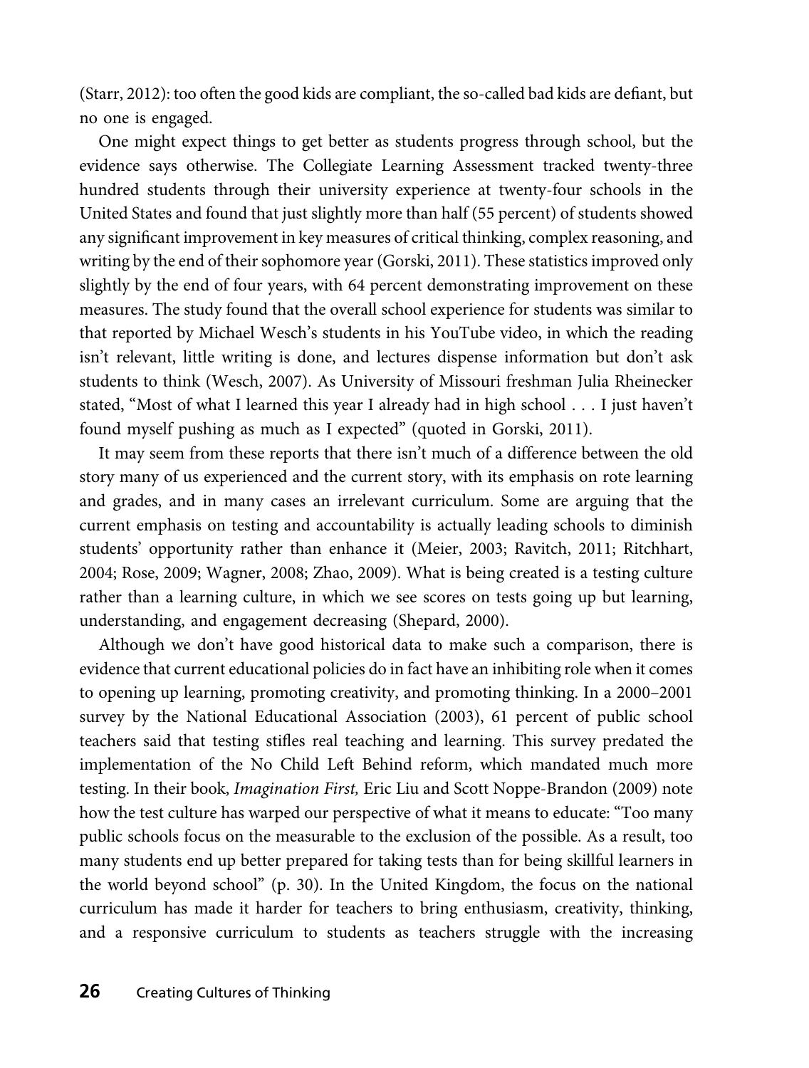(Starr, 2012): too often the good kids are compliant, the so-called bad kids are defiant, but no one is engaged.

One might expect things to get better as students progress through school, but the evidence says otherwise. The Collegiate Learning Assessment tracked twenty-three hundred students through their university experience at twenty-four schools in the United States and found that just slightly more than half (55 percent) of students showed any significant improvement in key measures of critical thinking, complex reasoning, and writing by the end of their sophomore year (Gorski, 2011). These statistics improved only slightly by the end of four years, with 64 percent demonstrating improvement on these measures. The study found that the overall school experience for students was similar to that reported by Michael Wesch's students in his YouTube video, in which the reading isn't relevant, little writing is done, and lectures dispense information but don't ask students to think (Wesch, 2007). As University of Missouri freshman Julia Rheinecker stated, "Most of what I learned this year I already had in high school . . . I just haven't found myself pushing as much as I expected" (quoted in Gorski, 2011).

It may seem from these reports that there isn't much of a difference between the old story many of us experienced and the current story, with its emphasis on rote learning and grades, and in many cases an irrelevant curriculum. Some are arguing that the current emphasis on testing and accountability is actually leading schools to diminish students' opportunity rather than enhance it (Meier, 2003; Ravitch, 2011; Ritchhart, 2004; Rose, 2009; Wagner, 2008; Zhao, 2009). What is being created is a testing culture rather than a learning culture, in which we see scores on tests going up but learning, understanding, and engagement decreasing (Shepard, 2000).

Although we don't have good historical data to make such a comparison, there is evidence that current educational policies do in fact have an inhibiting role when it comes to opening up learning, promoting creativity, and promoting thinking. In a 2000–2001 survey by the National Educational Association (2003), 61 percent of public school teachers said that testing stifles real teaching and learning. This survey predated the implementation of the No Child Left Behind reform, which mandated much more testing. In their book, *Imagination First,* Eric Liu and Scott Noppe-Brandon (2009) note how the test culture has warped our perspective of what it means to educate: "Too many public schools focus on the measurable to the exclusion of the possible. As a result, too many students end up better prepared for taking tests than for being skillful learners in the world beyond school" (p. 30). In the United Kingdom, the focus on the national curriculum has made it harder for teachers to bring enthusiasm, creativity, thinking, and a responsive curriculum to students as teachers struggle with the increasing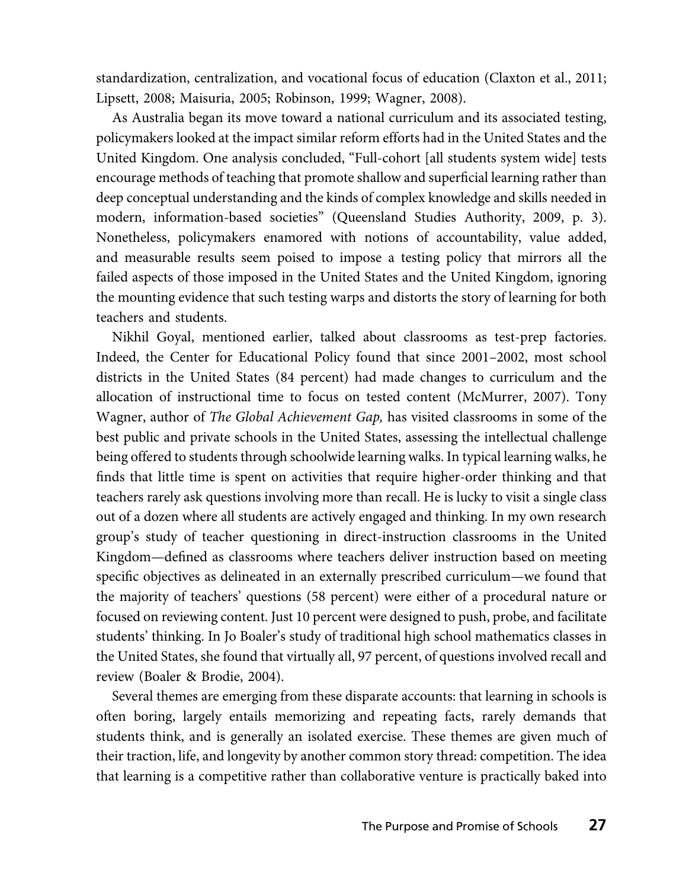standardization, centralization, and vocational focus of education (Claxton et al., 2011; Lipsett, 2008; Maisuria, 2005; Robinson, 1999; Wagner, 2008).

As Australia began its move toward a national curriculum and its associated testing, policymakers looked at the impact similar reform efforts had in the United States and the United Kingdom. One analysis concluded, "Full-cohort [all students system wide] tests encourage methods of teaching that promote shallow and superficial learning rather than deep conceptual understanding and the kinds of complex knowledge and skills needed in modern, information-based societies" (Queensland Studies Authority, 2009, p. 3). Nonetheless, policymakers enamored with notions of accountability, value added, and measurable results seem poised to impose a testing policy that mirrors all the failed aspects of those imposed in the United States and the United Kingdom, ignoring the mounting evidence that such testing warps and distorts the story of learning for both teachers and students.

Nikhil Goyal, mentioned earlier, talked about classrooms as test-prep factories. Indeed, the Center for Educational Policy found that since 2001–2002, most school districts in the United States (84 percent) had made changes to curriculum and the allocation of instructional time to focus on tested content (McMurrer, 2007). Tony Wagner, author of *The Global Achievement Gap,* has visited classrooms in some of the best public and private schools in the United States, assessing the intellectual challenge being offered to students through schoolwide learning walks. In typical learning walks, he finds that little time is spent on activities that require higher-order thinking and that teachers rarely ask questions involving more than recall. He is lucky to visit a single class out of a dozen where all students are actively engaged and thinking. In my own research group's study of teacher questioning in direct-instruction classrooms in the United Kingdom—defined as classrooms where teachers deliver instruction based on meeting specific objectives as delineated in an externally prescribed curriculum—we found that the majority of teachers' questions (58 percent) were either of a procedural nature or focused on reviewing content. Just 10 percent were designed to push, probe, and facilitate students' thinking. In Jo Boaler's study of traditional high school mathematics classes in the United States, she found that virtually all, 97 percent, of questions involved recall and review (Boaler & Brodie, 2004).

Several themes are emerging from these disparate accounts: that learning in schools is often boring, largely entails memorizing and repeating facts, rarely demands that students think, and is generally an isolated exercise. These themes are given much of their traction, life, and longevity by another common story thread: competition. The idea that learning is a competitive rather than collaborative venture is practically baked into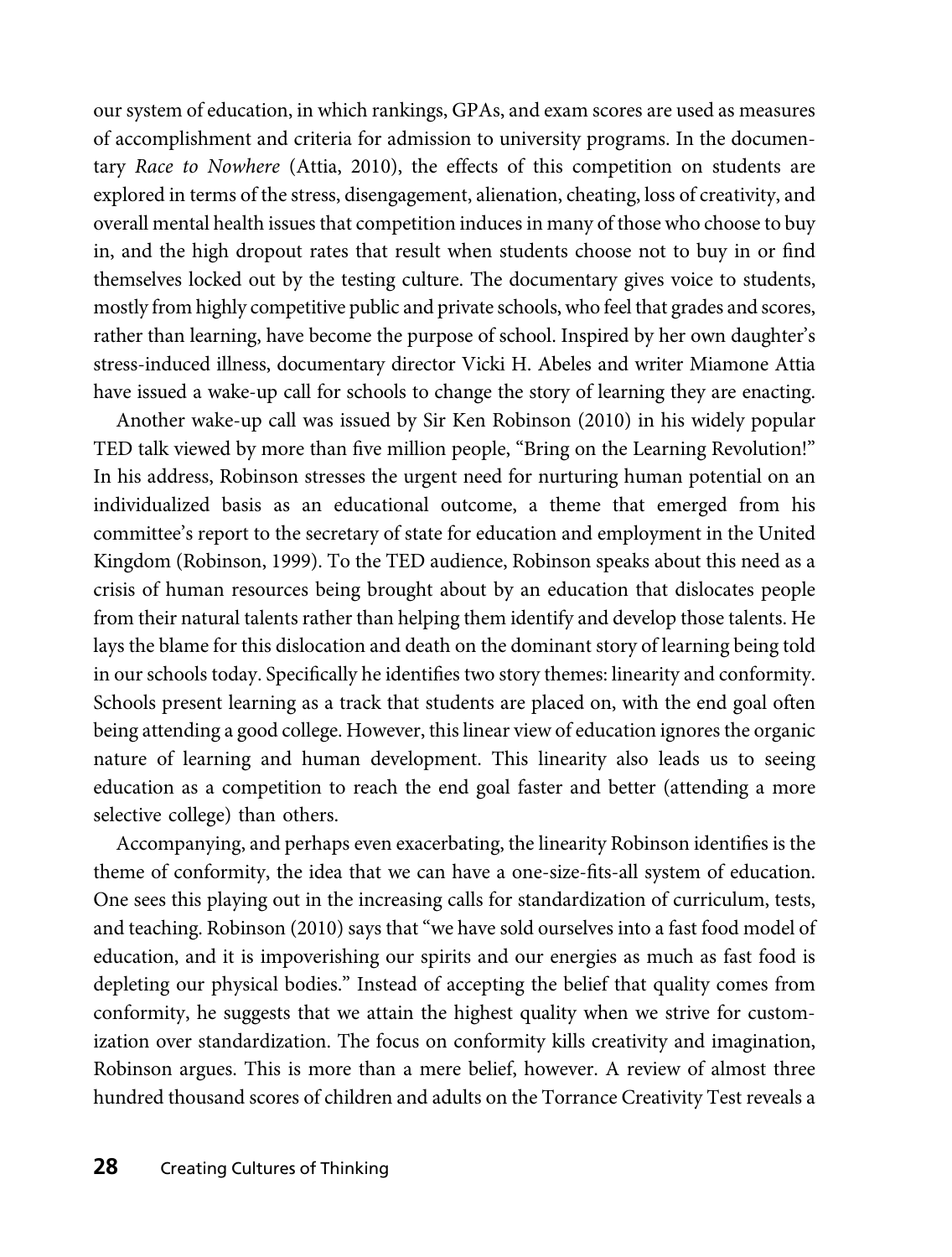our system of education, in which rankings, GPAs, and exam scores are used as measures of accomplishment and criteria for admission to university programs. In the documentary *Race to Nowhere* (Attia, 2010), the effects of this competition on students are explored in terms of the stress, disengagement, alienation, cheating, loss of creativity, and overall mental health issues that competition induces in many of those who choose to buy in, and the high dropout rates that result when students choose not to buy in or find themselves locked out by the testing culture. The documentary gives voice to students, mostly from highly competitive public and private schools, who feel that grades and scores, rather than learning, have become the purpose of school. Inspired by her own daughter's stress-induced illness, documentary director Vicki H. Abeles and writer Miamone Attia have issued a wake-up call for schools to change the story of learning they are enacting.

Another wake-up call was issued by Sir Ken Robinson (2010) in his widely popular TED talk viewed by more than five million people, "Bring on the Learning Revolution!" In his address, Robinson stresses the urgent need for nurturing human potential on an individualized basis as an educational outcome, a theme that emerged from his committee's report to the secretary of state for education and employment in the United Kingdom (Robinson, 1999). To the TED audience, Robinson speaks about this need as a crisis of human resources being brought about by an education that dislocates people from their natural talents rather than helping them identify and develop those talents. He lays the blame for this dislocation and death on the dominant story of learning being told in our schools today. Specifically he identifies two story themes: linearity and conformity. Schools present learning as a track that students are placed on, with the end goal often being attending a good college. However, this linear view of education ignores the organic nature of learning and human development. This linearity also leads us to seeing education as a competition to reach the end goal faster and better (attending a more selective college) than others.

Accompanying, and perhaps even exacerbating, the linearity Robinson identifies is the theme of conformity, the idea that we can have a one-size-fits-all system of education. One sees this playing out in the increasing calls for standardization of curriculum, tests, and teaching. Robinson (2010) says that "we have sold ourselves into a fast food model of education, and it is impoverishing our spirits and our energies as much as fast food is depleting our physical bodies." Instead of accepting the belief that quality comes from conformity, he suggests that we attain the highest quality when we strive for customization over standardization. The focus on conformity kills creativity and imagination, Robinson argues. This is more than a mere belief, however. A review of almost three hundred thousand scores of children and adults on the Torrance Creativity Test reveals a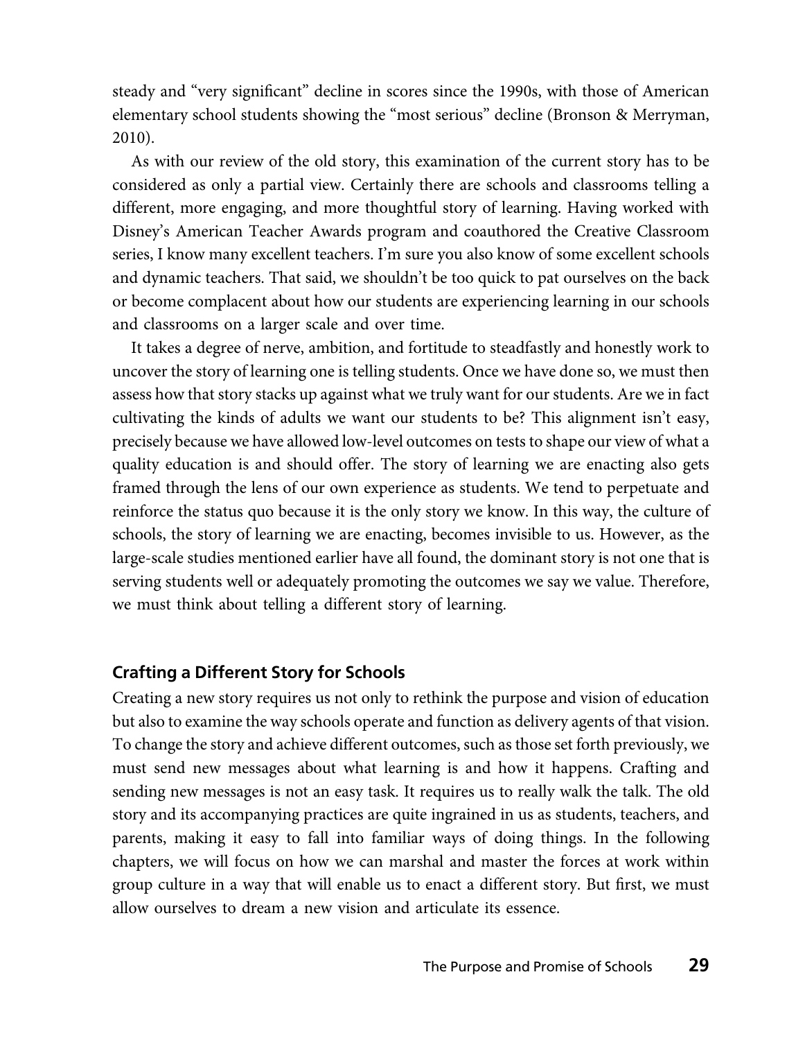steady and "very significant" decline in scores since the 1990s, with those of American elementary school students showing the "most serious" decline (Bronson & Merryman, 2010).

As with our review of the old story, this examination of the current story has to be considered as only a partial view. Certainly there are schools and classrooms telling a different, more engaging, and more thoughtful story of learning. Having worked with Disney's American Teacher Awards program and coauthored the Creative Classroom series, I know many excellent teachers. I'm sure you also know of some excellent schools and dynamic teachers. That said, we shouldn't be too quick to pat ourselves on the back or become complacent about how our students are experiencing learning in our schools and classrooms on a larger scale and over time.

It takes a degree of nerve, ambition, and fortitude to steadfastly and honestly work to uncover the story of learning one is telling students. Once we have done so, we must then assess how that story stacks up against what we truly want for our students. Are we in fact cultivating the kinds of adults we want our students to be? This alignment isn't easy, precisely because we have allowed low-level outcomes on tests to shape our view of what a quality education is and should offer. The story of learning we are enacting also gets framed through the lens of our own experience as students. We tend to perpetuate and reinforce the status quo because it is the only story we know. In this way, the culture of schools, the story of learning we are enacting, becomes invisible to us. However, as the large-scale studies mentioned earlier have all found, the dominant story is not one that is serving students well or adequately promoting the outcomes we say we value. Therefore, we must think about telling a different story of learning.

### Crafting a Different Story for Schools

Creating a new story requires us not only to rethink the purpose and vision of education but also to examine the way schools operate and function as delivery agents of that vision. To change the story and achieve different outcomes, such as those set forth previously, we must send new messages about what learning is and how it happens. Crafting and sending new messages is not an easy task. It requires us to really walk the talk. The old story and its accompanying practices are quite ingrained in us as students, teachers, and parents, making it easy to fall into familiar ways of doing things. In the following chapters, we will focus on how we can marshal and master the forces at work within group culture in a way that will enable us to enact a different story. But first, we must allow ourselves to dream a new vision and articulate its essence.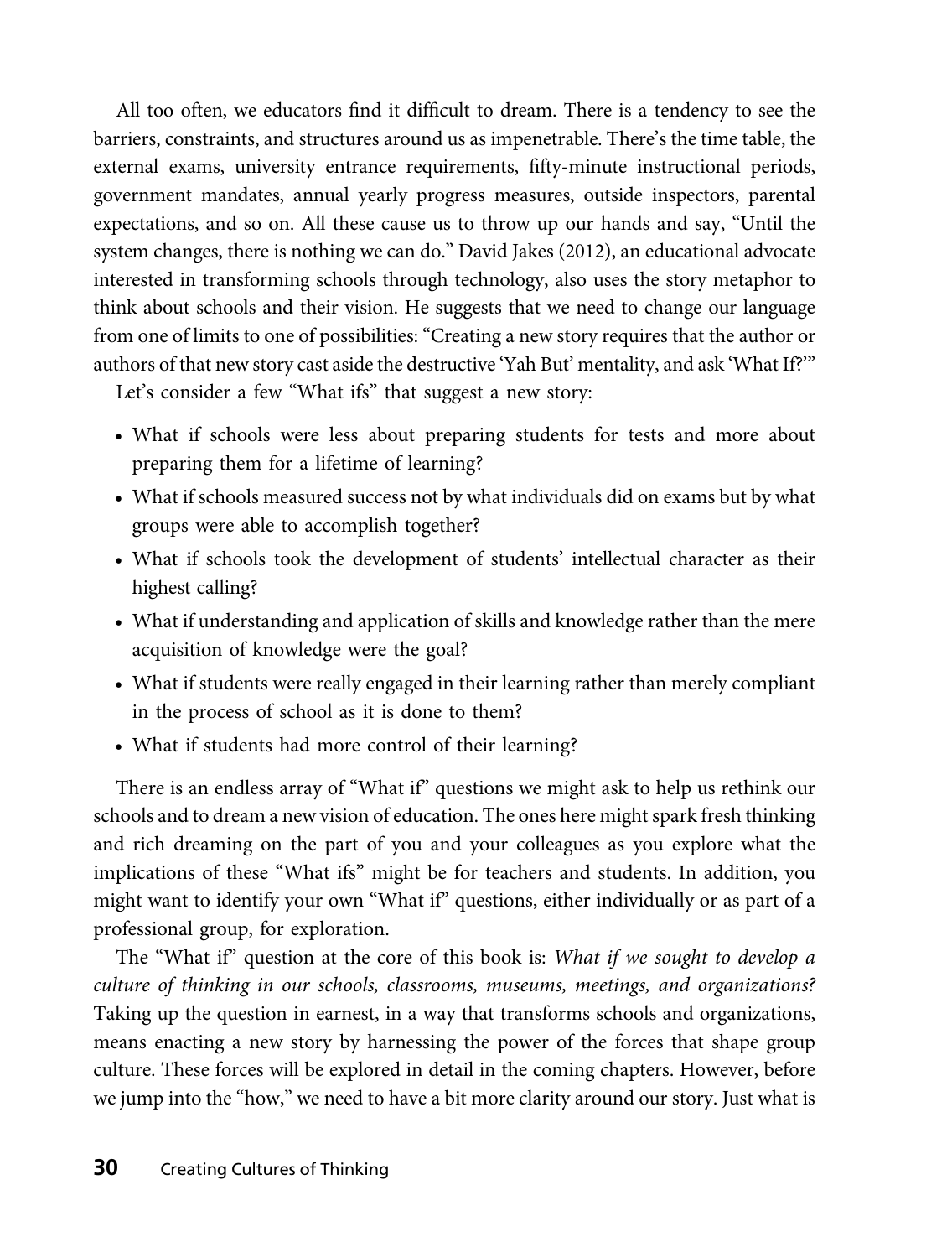All too often, we educators find it difficult to dream. There is a tendency to see the barriers, constraints, and structures around us as impenetrable. There's the time table, the external exams, university entrance requirements, fifty-minute instructional periods, government mandates, annual yearly progress measures, outside inspectors, parental expectations, and so on. All these cause us to throw up our hands and say, "Until the system changes, there is nothing we can do." David Jakes (2012), an educational advocate interested in transforming schools through technology, also uses the story metaphor to think about schools and their vision. He suggests that we need to change our language from one of limits to one of possibilities: "Creating a new story requires that the author or authors of that new story cast aside the destructive 'Yah But' mentality, and ask 'What If?'"

Let's consider a few "What ifs" that suggest a new story:

- What if schools were less about preparing students for tests and more about preparing them for a lifetime of learning?
- What if schools measured success not by what individuals did on exams but by what groups were able to accomplish together?
- What if schools took the development of students' intellectual character as their highest calling?
- What if understanding and application of skills and knowledge rather than the mere acquisition of knowledge were the goal?
- What if students were really engaged in their learning rather than merely compliant in the process of school as it is done to them?
- What if students had more control of their learning?

There is an endless array of "What if" questions we might ask to help us rethink our schools and to dream a new vision of education. The ones here might spark fresh thinking and rich dreaming on the part of you and your colleagues as you explore what the implications of these "What ifs" might be for teachers and students. In addition, you might want to identify your own "What if" questions, either individually or as part of a professional group, for exploration.

The "What if" question at the core of this book is: *What if we sought to develop a culture of thinking in our schools, classrooms, museums, meetings, and organizations?* Taking up the question in earnest, in a way that transforms schools and organizations, means enacting a new story by harnessing the power of the forces that shape group culture. These forces will be explored in detail in the coming chapters. However, before we jump into the "how," we need to have a bit more clarity around our story. Just what is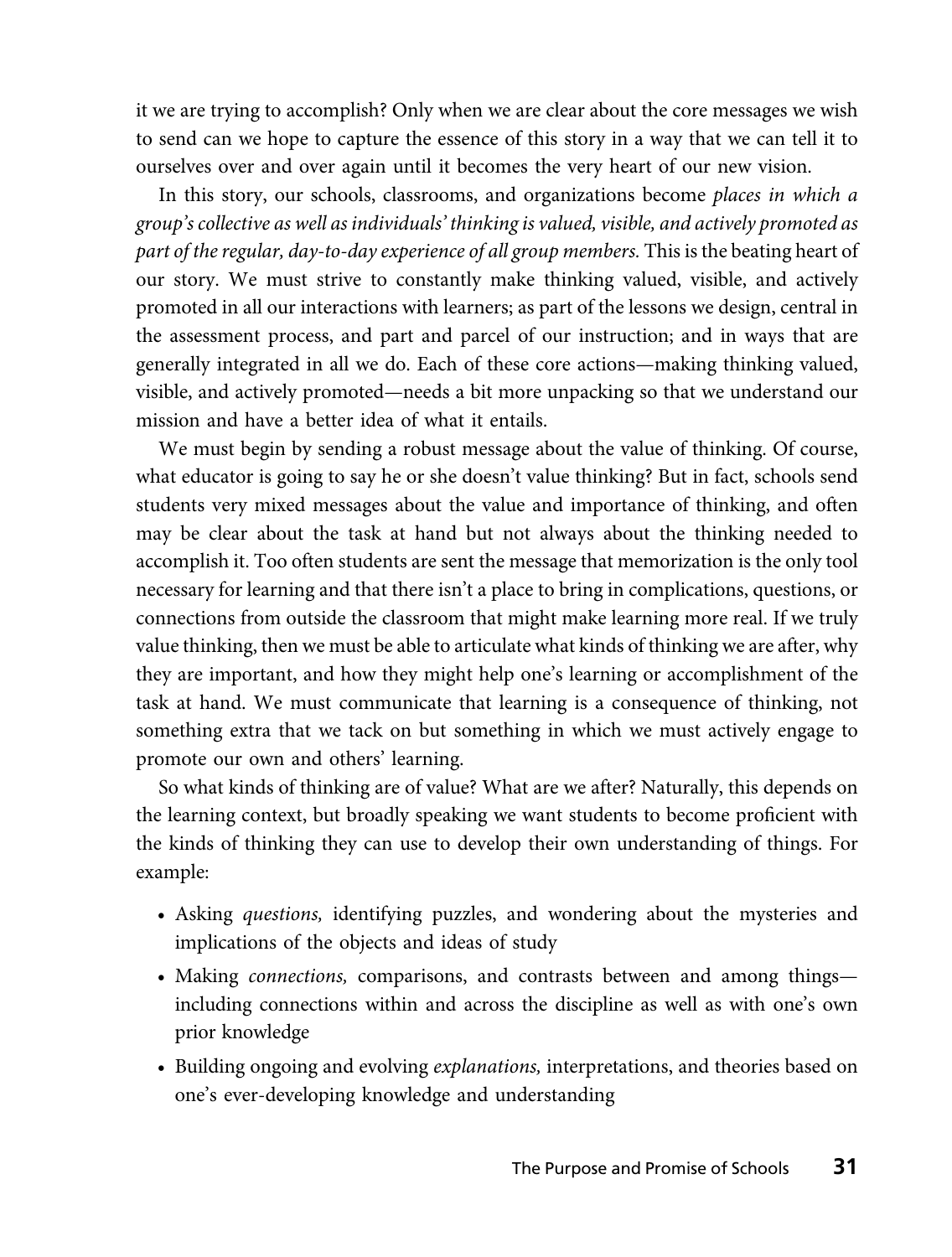it we are trying to accomplish? Only when we are clear about the core messages we wish to send can we hope to capture the essence of this story in a way that we can tell it to ourselves over and over again until it becomes the very heart of our new vision.

In this story, our schools, classrooms, and organizations become *places in which a group's collective as well as individuals' thinking is valued, visible, and actively promoted as part of the regular, day-to-day experience of all group members.* This is the beating heart of our story. We must strive to constantly make thinking valued, visible, and actively promoted in all our interactions with learners; as part of the lessons we design, central in the assessment process, and part and parcel of our instruction; and in ways that are generally integrated in all we do. Each of these core actions—making thinking valued, visible, and actively promoted—needs a bit more unpacking so that we understand our mission and have a better idea of what it entails.

We must begin by sending a robust message about the value of thinking. Of course, what educator is going to say he or she doesn't value thinking? But in fact, schools send students very mixed messages about the value and importance of thinking, and often may be clear about the task at hand but not always about the thinking needed to accomplish it. Too often students are sent the message that memorization is the only tool necessary for learning and that there isn't a place to bring in complications, questions, or connections from outside the classroom that might make learning more real. If we truly value thinking, then we must be able to articulate what kinds of thinking we are after, why they are important, and how they might help one's learning or accomplishment of the task at hand. We must communicate that learning is a consequence of thinking, not something extra that we tack on but something in which we must actively engage to promote our own and others' learning.

So what kinds of thinking are of value? What are we after? Naturally, this depends on the learning context, but broadly speaking we want students to become proficient with the kinds of thinking they can use to develop their own understanding of things. For example:

- Asking *questions,* identifying puzzles, and wondering about the mysteries and implications of the objects and ideas of study
- Making *connections,* comparisons, and contrasts between and among things—including connections within and across the discipline as well as with one's own prior knowledge
- Building ongoing and evolving *explanations,* interpretations, and theories based on one's ever-developing knowledge and understanding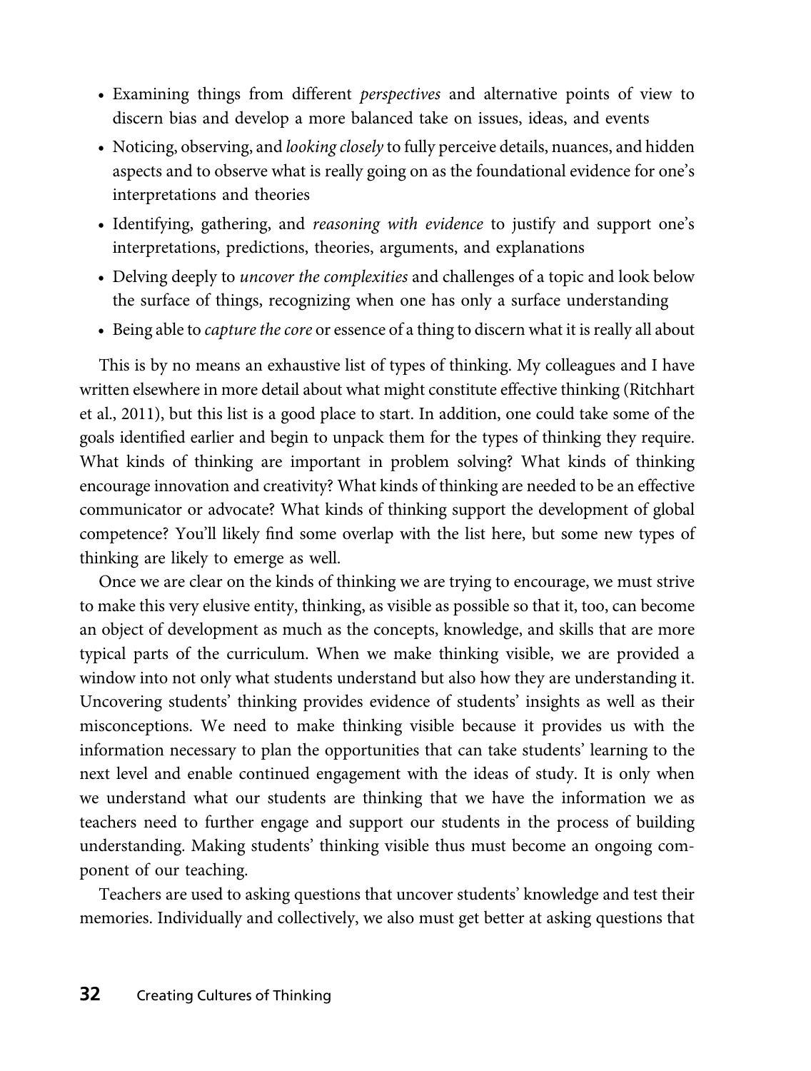- Examining things from different *perspectives* and alternative points of view to discern bias and develop a more balanced take on issues, ideas, and events
- Noticing, observing, and *looking closely* to fully perceive details, nuances, and hidden aspects and to observe what is really going on as the foundational evidence for one's interpretations and theories
- Identifying, gathering, and *reasoning with evidence* to justify and support one's interpretations, predictions, theories, arguments, and explanations
- Delving deeply to *uncover the complexities* and challenges of a topic and look below the surface of things, recognizing when one has only a surface understanding
- Being able to *capture the core* or essence of a thing to discern what it is really all about

This is by no means an exhaustive list of types of thinking. My colleagues and I have written elsewhere in more detail about what might constitute effective thinking (Ritchhart et al., 2011), but this list is a good place to start. In addition, one could take some of the goals identified earlier and begin to unpack them for the types of thinking they require. What kinds of thinking are important in problem solving? What kinds of thinking encourage innovation and creativity? What kinds of thinking are needed to be an effective communicator or advocate? What kinds of thinking support the development of global competence? You'll likely find some overlap with the list here, but some new types of thinking are likely to emerge as well.

Once we are clear on the kinds of thinking we are trying to encourage, we must strive to make this very elusive entity, thinking, as visible as possible so that it, too, can become an object of development as much as the concepts, knowledge, and skills that are more typical parts of the curriculum. When we make thinking visible, we are provided a window into not only what students understand but also how they are understanding it. Uncovering students' thinking provides evidence of students' insights as well as their misconceptions. We need to make thinking visible because it provides us with the information necessary to plan the opportunities that can take students' learning to the next level and enable continued engagement with the ideas of study. It is only when we understand what our students are thinking that we have the information we as teachers need to further engage and support our students in the process of building understanding. Making students' thinking visible thus must become an ongoing component of our teaching.

Teachers are used to asking questions that uncover students' knowledge and test their memories. Individually and collectively, we also must get better at asking questions that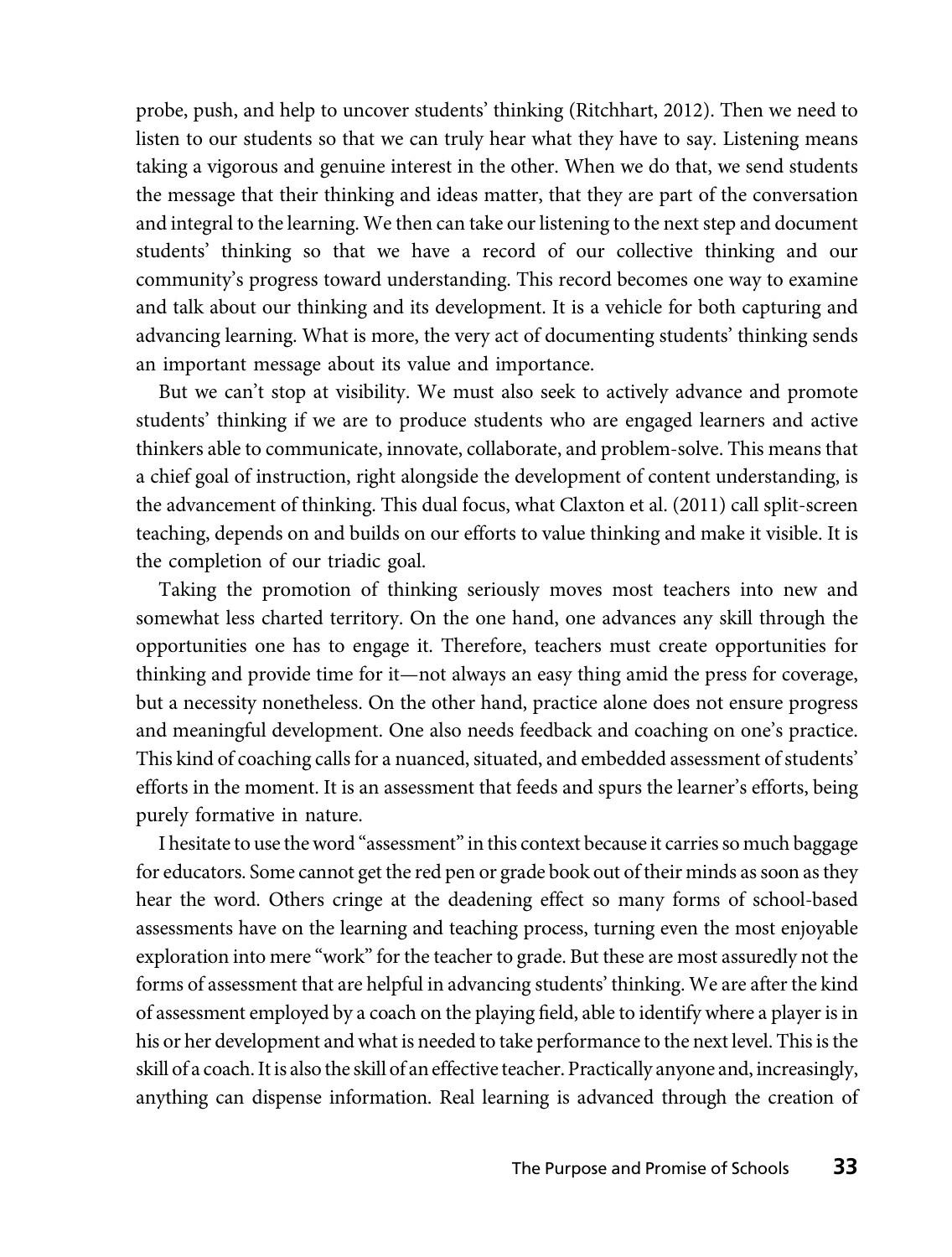probe, push, and help to uncover students' thinking (Ritchhart, 2012). Then we need to listen to our students so that we can truly hear what they have to say. Listening means taking a vigorous and genuine interest in the other. When we do that, we send students the message that their thinking and ideas matter, that they are part of the conversation and integral to the learning. We then can take our listening to the next step and document students' thinking so that we have a record of our collective thinking and our community's progress toward understanding. This record becomes one way to examine and talk about our thinking and its development. It is a vehicle for both capturing and advancing learning. What is more, the very act of documenting students' thinking sends an important message about its value and importance.

But we can't stop at visibility. We must also seek to actively advance and promote students' thinking if we are to produce students who are engaged learners and active thinkers able to communicate, innovate, collaborate, and problem-solve. This means that a chief goal of instruction, right alongside the development of content understanding, is the advancement of thinking. This dual focus, what Claxton et al. (2011) call split-screen teaching, depends on and builds on our efforts to value thinking and make it visible. It is the completion of our triadic goal.

Taking the promotion of thinking seriously moves most teachers into new and somewhat less charted territory. On the one hand, one advances any skill through the opportunities one has to engage it. Therefore, teachers must create opportunities for thinking and provide time for it—not always an easy thing amid the press for coverage, but a necessity nonetheless. On the other hand, practice alone does not ensure progress and meaningful development. One also needs feedback and coaching on one's practice. This kind of coaching calls for a nuanced, situated, and embedded assessment of students' efforts in the moment. It is an assessment that feeds and spurs the learner's efforts, being purely formative in nature.

I hesitate to use the word "assessment" in this context because it carries so much baggage for educators. Some cannot get the red pen or grade book out of their minds as soon as they hear the word. Others cringe at the deadening effect so many forms of school-based assessments have on the learning and teaching process, turning even the most enjoyable exploration into mere "work" for the teacher to grade. But these are most assuredly not the forms of assessment that are helpful in advancing students' thinking. We are after the kind of assessment employed by a coach on the playing field, able to identify where a player is in his or her development and what is needed to take performance to the next level. This is the skill of a coach. It is also the skill of an effective teacher. Practically anyone and, increasingly, anything can dispense information. Real learning is advanced through the creation of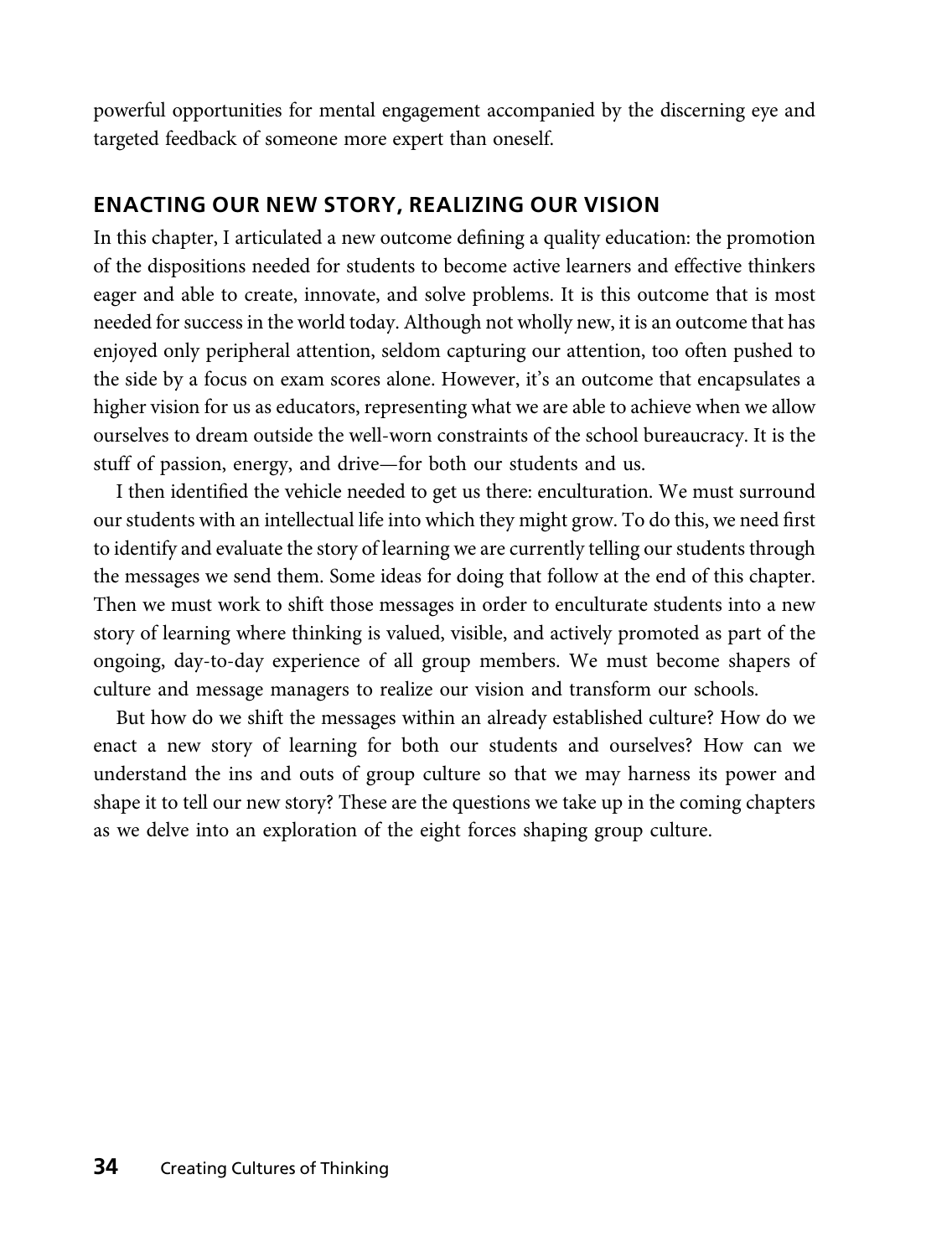powerful opportunities for mental engagement accompanied by the discerning eye and targeted feedback of someone more expert than oneself.

## ENACTING OUR NEW STORY, REALIZING OUR VISION

In this chapter, I articulated a new outcome defining a quality education: the promotion of the dispositions needed for students to become active learners and effective thinkers eager and able to create, innovate, and solve problems. It is this outcome that is most needed for success in the world today. Although not wholly new, it is an outcome that has enjoyed only peripheral attention, seldom capturing our attention, too often pushed to the side by a focus on exam scores alone. However, it's an outcome that encapsulates a higher vision for us as educators, representing what we are able to achieve when we allow ourselves to dream outside the well-worn constraints of the school bureaucracy. It is the stuff of passion, energy, and drive—for both our students and us.

I then identified the vehicle needed to get us there: enculturation. We must surround our students with an intellectual life into which they might grow. To do this, we need first to identify and evaluate the story of learning we are currently telling our students through the messages we send them. Some ideas for doing that follow at the end of this chapter. Then we must work to shift those messages in order to enculturate students into a new story of learning where thinking is valued, visible, and actively promoted as part of the ongoing, day-to-day experience of all group members. We must become shapers of culture and message managers to realize our vision and transform our schools.

But how do we shift the messages within an already established culture? How do we enact a new story of learning for both our students and ourselves? How can we understand the ins and outs of group culture so that we may harness its power and shape it to tell our new story? These are the questions we take up in the coming chapters as we delve into an exploration of the eight forces shaping group culture.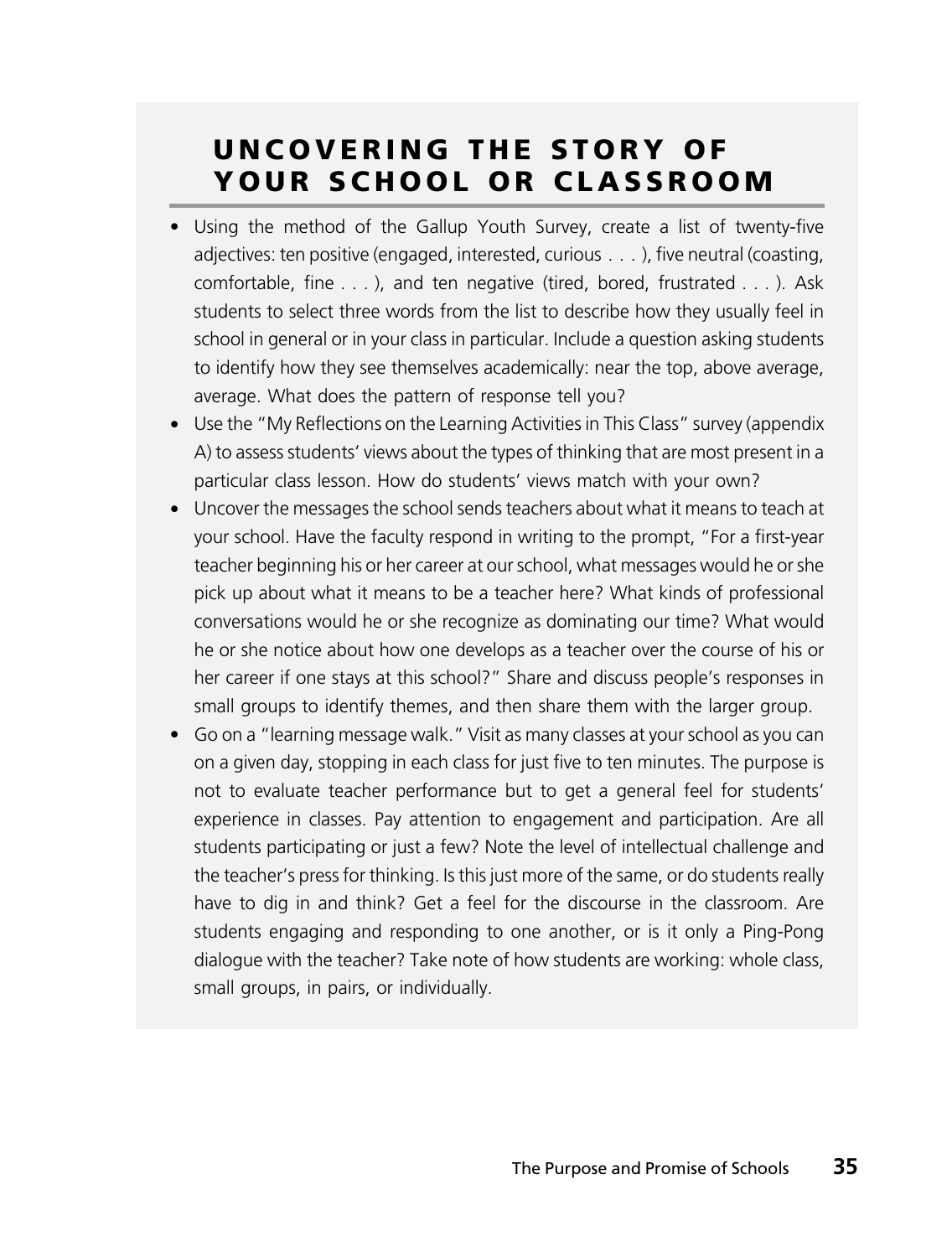## UNCOVERING THE STORY OF YOUR SCHOOL OR CLASSROOM

- Using the method of the Gallup Youth Survey, create a list of twenty-five adjectives: ten positive (engaged, interested, curious . . . ), five neutral (coasting, comfortable, fine . . . ), and ten negative (tired, bored, frustrated . . . ). Ask students to select three words from the list to describe how they usually feel in school in general or in your class in particular. Include a question asking students to identify how they see themselves academically: near the top, above average, average. What does the pattern of response tell you?
- Use the "My Reflections on the Learning Activities in This Class" survey (appendix A) to assess students' views about the types of thinking that are most present in a particular class lesson. How do students' views match with your own?
- Uncover the messages the school sends teachers about what it means to teach at your school. Have the faculty respond in writing to the prompt, "For a first-year teacher beginning his or her career at our school, what messages would he or she pick up about what it means to be a teacher here? What kinds of professional conversations would he or she recognize as dominating our time? What would he or she notice about how one develops as a teacher over the course of his or her career if one stays at this school?" Share and discuss people's responses in small groups to identify themes, and then share them with the larger group.
- Go on a "learning message walk." Visit as many classes at your school as you can on a given day, stopping in each class for just five to ten minutes. The purpose is not to evaluate teacher performance but to get a general feel for students' experience in classes. Pay attention to engagement and participation. Are all students participating or just a few? Note the level of intellectual challenge and the teacher's press for thinking. Is this just more of the same, or do students really have to dig in and think? Get a feel for the discourse in the classroom. Are students engaging and responding to one another, or is it only a Ping-Pong dialogue with the teacher? Take note of how students are working: whole class, small groups, in pairs, or individually.